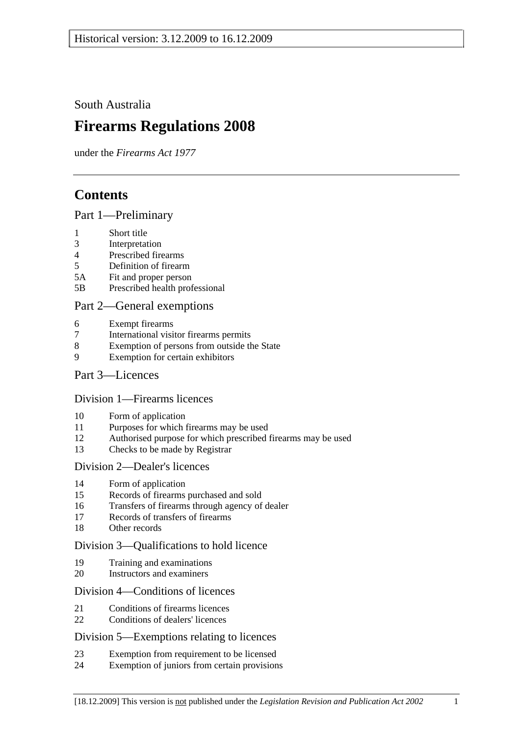Historical version: 3.12.2009 to 16.12.2009

South Australia

# Firearms Regulations 2008

under the *Firearms Act 1977*

## Contents

### Part 1—Preliminary

1 Short title
3 Interpretation
4 Prescribed firearms
5 Definition of firearm
5A Fit and proper person
5B Prescribed health professional

### Part 2—General exemptions

6 Exempt firearms
7 International visitor firearms permits
8 Exemption of persons from outside the State
9 Exemption for certain exhibitors

### Part 3—Licences

#### Division 1—Firearms licences

10 Form of application
11 Purposes for which firearms may be used
12 Authorised purpose for which prescribed firearms may be used
13 Checks to be made by Registrar

#### Division 2—Dealer's licences

14 Form of application
15 Records of firearms purchased and sold
16 Transfers of firearms through agency of dealer
17 Records of transfers of firearms
18 Other records

#### Division 3—Qualifications to hold licence

19 Training and examinations
20 Instructors and examiners

#### Division 4—Conditions of licences

21 Conditions of firearms licences
22 Conditions of dealers' licences

#### Division 5—Exemptions relating to licences

23 Exemption from requirement to be licensed
24 Exemption of juniors from certain provisions

[18.12.2009] This version is not published under the *Legislation Revision and Publication Act 2002*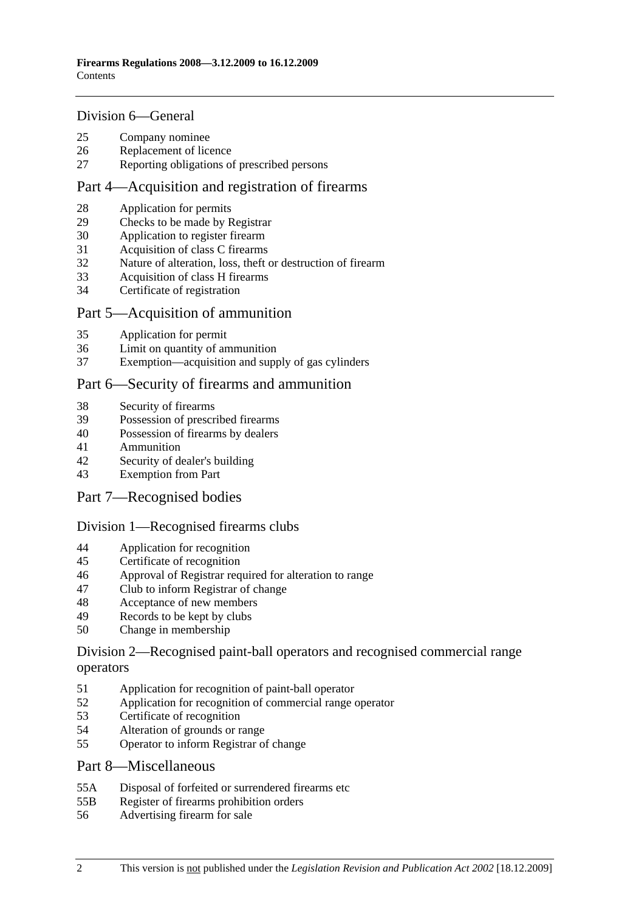## Division 6—General

25 Company nominee
26 Replacement of licence
27 Reporting obligations of prescribed persons

## Part 4—Acquisition and registration of firearms

28 Application for permits
29 Checks to be made by Registrar
30 Application to register firearm
31 Acquisition of class C firearms
32 Nature of alteration, loss, theft or destruction of firearm
33 Acquisition of class H firearms
34 Certificate of registration

## Part 5—Acquisition of ammunition

35 Application for permit
36 Limit on quantity of ammunition
37 Exemption—acquisition and supply of gas cylinders

## Part 6—Security of firearms and ammunition

38 Security of firearms
39 Possession of prescribed firearms
40 Possession of firearms by dealers
41 Ammunition
42 Security of dealer's building
43 Exemption from Part

## Part 7—Recognised bodies

## Division 1—Recognised firearms clubs

44 Application for recognition
45 Certificate of recognition
46 Approval of Registrar required for alteration to range
47 Club to inform Registrar of change
48 Acceptance of new members
49 Records to be kept by clubs
50 Change in membership

## Division 2—Recognised paint-ball operators and recognised commercial range operators

51 Application for recognition of paint-ball operator
52 Application for recognition of commercial range operator
53 Certificate of recognition
54 Alteration of grounds or range
55 Operator to inform Registrar of change

## Part 8—Miscellaneous

55A Disposal of forfeited or surrendered firearms etc
55B Register of firearms prohibition orders
56 Advertising firearm for sale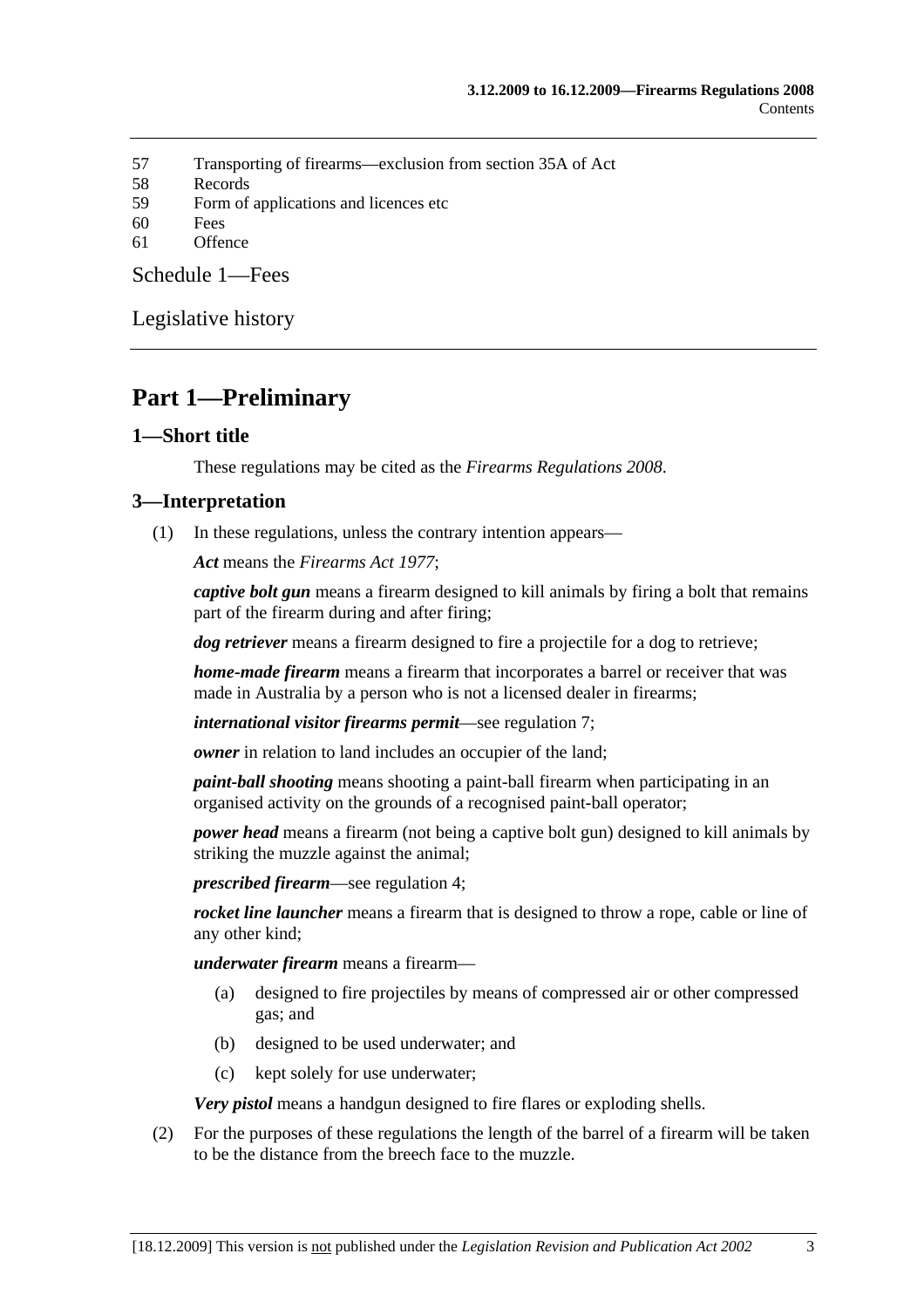57 Transporting of firearms—exclusion from section 35A of Act
58 Records
59 Form of applications and licences etc
60 Fees
61 Offence

Schedule 1—Fees

Legislative history

# Part 1—Preliminary

## 1—Short title

These regulations may be cited as the *Firearms Regulations 2008*.

## 3—Interpretation

(1) In these regulations, unless the contrary intention appears—

***Act*** means the *Firearms Act 1977*;

***captive bolt gun*** means a firearm designed to kill animals by firing a bolt that remains part of the firearm during and after firing;

***dog retriever*** means a firearm designed to fire a projectile for a dog to retrieve;

***home-made firearm*** means a firearm that incorporates a barrel or receiver that was made in Australia by a person who is not a licensed dealer in firearms;

***international visitor firearms permit***—see regulation 7;

***owner*** in relation to land includes an occupier of the land;

***paint-ball shooting*** means shooting a paint-ball firearm when participating in an organised activity on the grounds of a recognised paint-ball operator;

***power head*** means a firearm (not being a captive bolt gun) designed to kill animals by striking the muzzle against the animal;

***prescribed firearm***—see regulation 4;

***rocket line launcher*** means a firearm that is designed to throw a rope, cable or line of any other kind;

***underwater firearm*** means a firearm—

(a) designed to fire projectiles by means of compressed air or other compressed gas; and

(b) designed to be used underwater; and

(c) kept solely for use underwater;

***Very pistol*** means a handgun designed to fire flares or exploding shells.

(2) For the purposes of these regulations the length of the barrel of a firearm will be taken to be the distance from the breech face to the muzzle.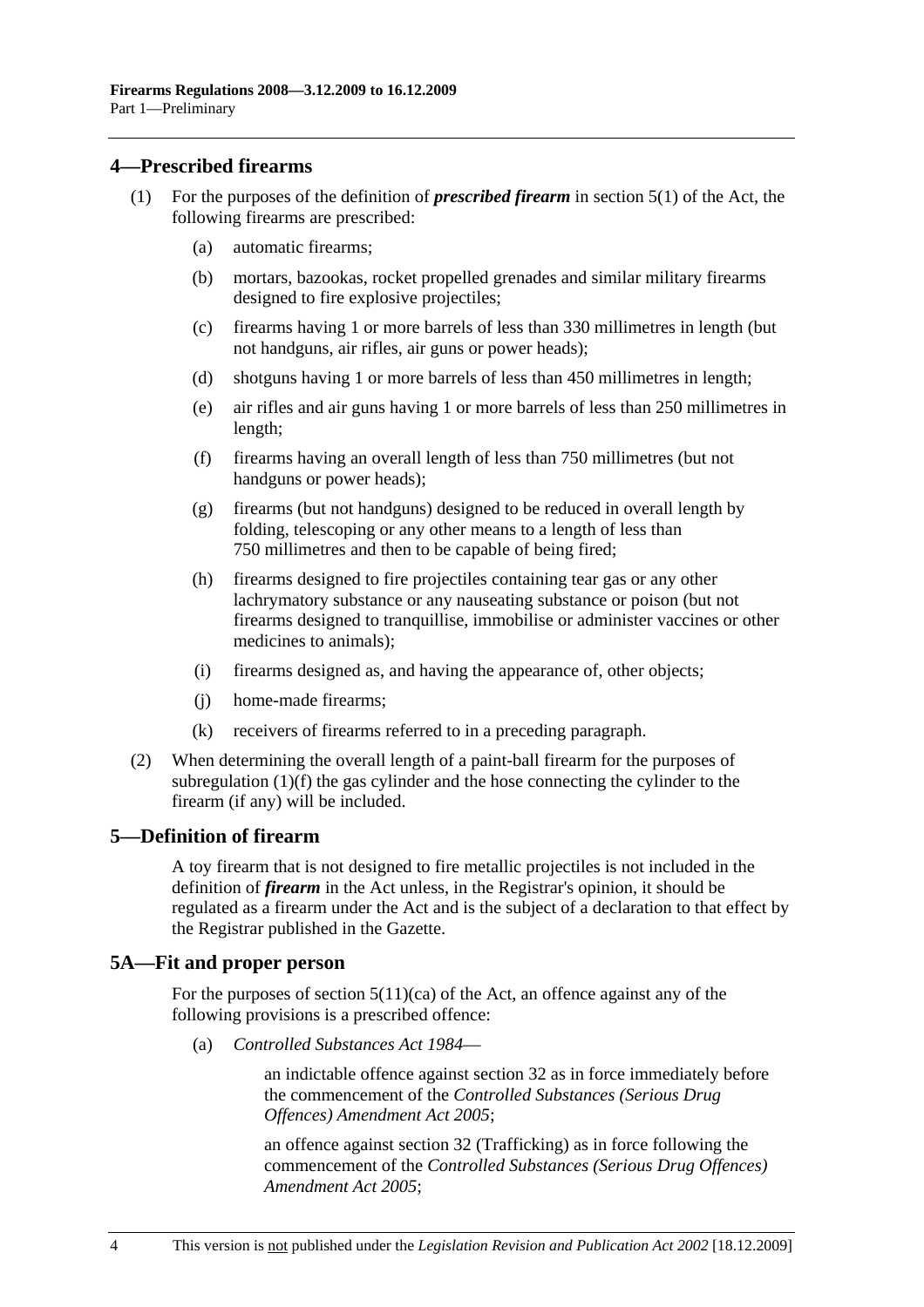## 4—Prescribed firearms

(1) For the purposes of the definition of ***prescribed firearm*** in section 5(1) of the Act, the following firearms are prescribed:

- (a) automatic firearms;
- (b) mortars, bazookas, rocket propelled grenades and similar military firearms designed to fire explosive projectiles;
- (c) firearms having 1 or more barrels of less than 330 millimetres in length (but not handguns, air rifles, air guns or power heads);
- (d) shotguns having 1 or more barrels of less than 450 millimetres in length;
- (e) air rifles and air guns having 1 or more barrels of less than 250 millimetres in length;
- (f) firearms having an overall length of less than 750 millimetres (but not handguns or power heads);
- (g) firearms (but not handguns) designed to be reduced in overall length by folding, telescoping or any other means to a length of less than 750 millimetres and then to be capable of being fired;
- (h) firearms designed to fire projectiles containing tear gas or any other lachrymatory substance or any nauseating substance or poison (but not firearms designed to tranquillise, immobilise or administer vaccines or other medicines to animals);
- (i) firearms designed as, and having the appearance of, other objects;
- (j) home-made firearms;
- (k) receivers of firearms referred to in a preceding paragraph.

(2) When determining the overall length of a paint-ball firearm for the purposes of subregulation (1)(f) the gas cylinder and the hose connecting the cylinder to the firearm (if any) will be included.

## 5—Definition of firearm

A toy firearm that is not designed to fire metallic projectiles is not included in the definition of ***firearm*** in the Act unless, in the Registrar's opinion, it should be regulated as a firearm under the Act and is the subject of a declaration to that effect by the Registrar published in the Gazette.

## 5A—Fit and proper person

For the purposes of section 5(11)(ca) of the Act, an offence against any of the following provisions is a prescribed offence:

- (a) *Controlled Substances Act 1984*—

  an indictable offence against section 32 as in force immediately before the commencement of the *Controlled Substances (Serious Drug Offences) Amendment Act 2005*;

  an offence against section 32 (Trafficking) as in force following the commencement of the *Controlled Substances (Serious Drug Offences) Amendment Act 2005*;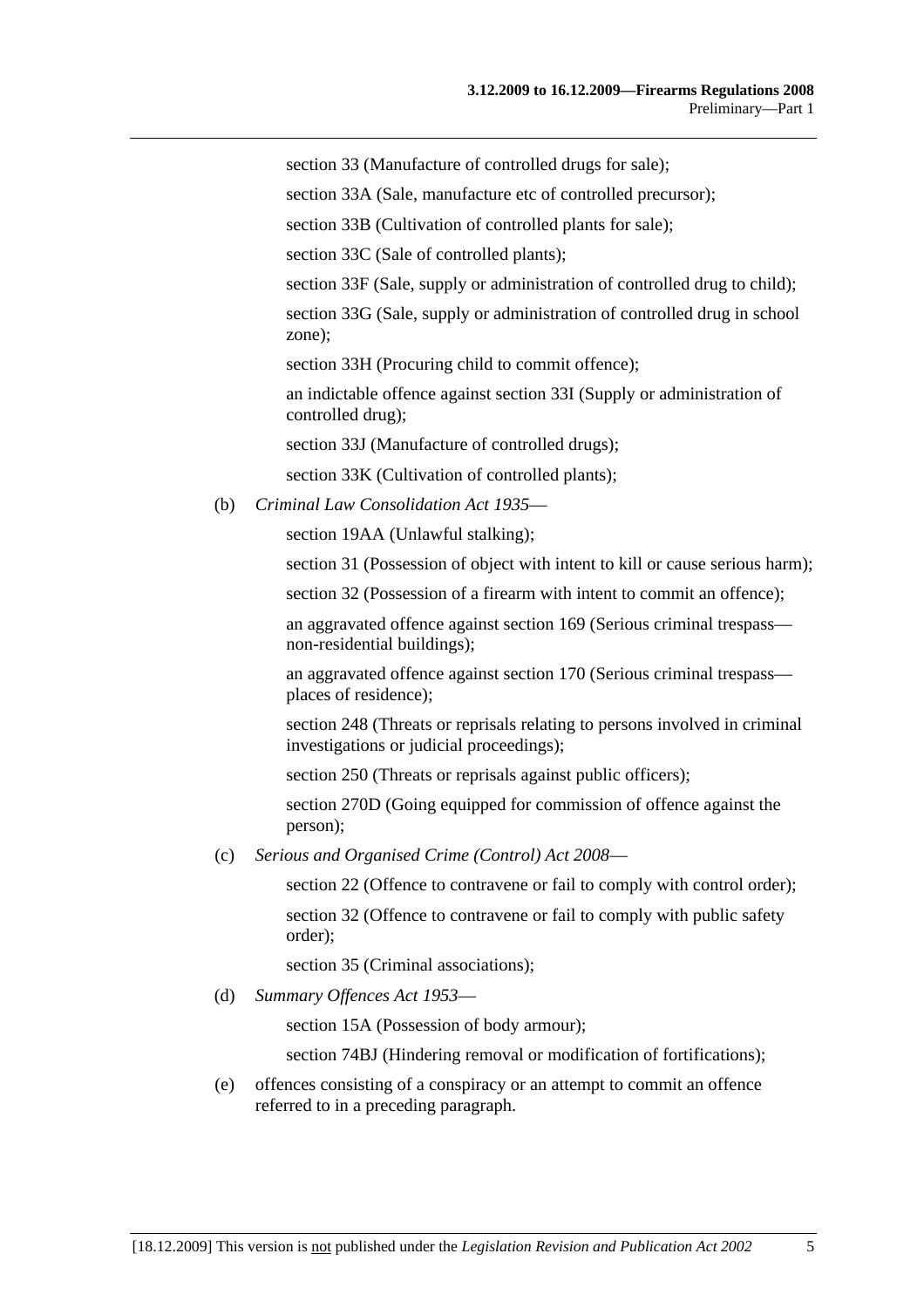section 33 (Manufacture of controlled drugs for sale);

section 33A (Sale, manufacture etc of controlled precursor);

section 33B (Cultivation of controlled plants for sale);

section 33C (Sale of controlled plants);

section 33F (Sale, supply or administration of controlled drug to child);

section 33G (Sale, supply or administration of controlled drug in school zone);

section 33H (Procuring child to commit offence);

an indictable offence against section 33I (Supply or administration of controlled drug);

section 33J (Manufacture of controlled drugs);

section 33K (Cultivation of controlled plants);

(b) *Criminal Law Consolidation Act 1935*—

section 19AA (Unlawful stalking);

section 31 (Possession of object with intent to kill or cause serious harm);

section 32 (Possession of a firearm with intent to commit an offence);

an aggravated offence against section 169 (Serious criminal trespass—non-residential buildings);

an aggravated offence against section 170 (Serious criminal trespass—places of residence);

section 248 (Threats or reprisals relating to persons involved in criminal investigations or judicial proceedings);

section 250 (Threats or reprisals against public officers);

section 270D (Going equipped for commission of offence against the person);

(c) *Serious and Organised Crime (Control) Act 2008*—

section 22 (Offence to contravene or fail to comply with control order);

section 32 (Offence to contravene or fail to comply with public safety order);

section 35 (Criminal associations);

(d) *Summary Offences Act 1953*—

section 15A (Possession of body armour);

section 74BJ (Hindering removal or modification of fortifications);

(e) offences consisting of a conspiracy or an attempt to commit an offence referred to in a preceding paragraph.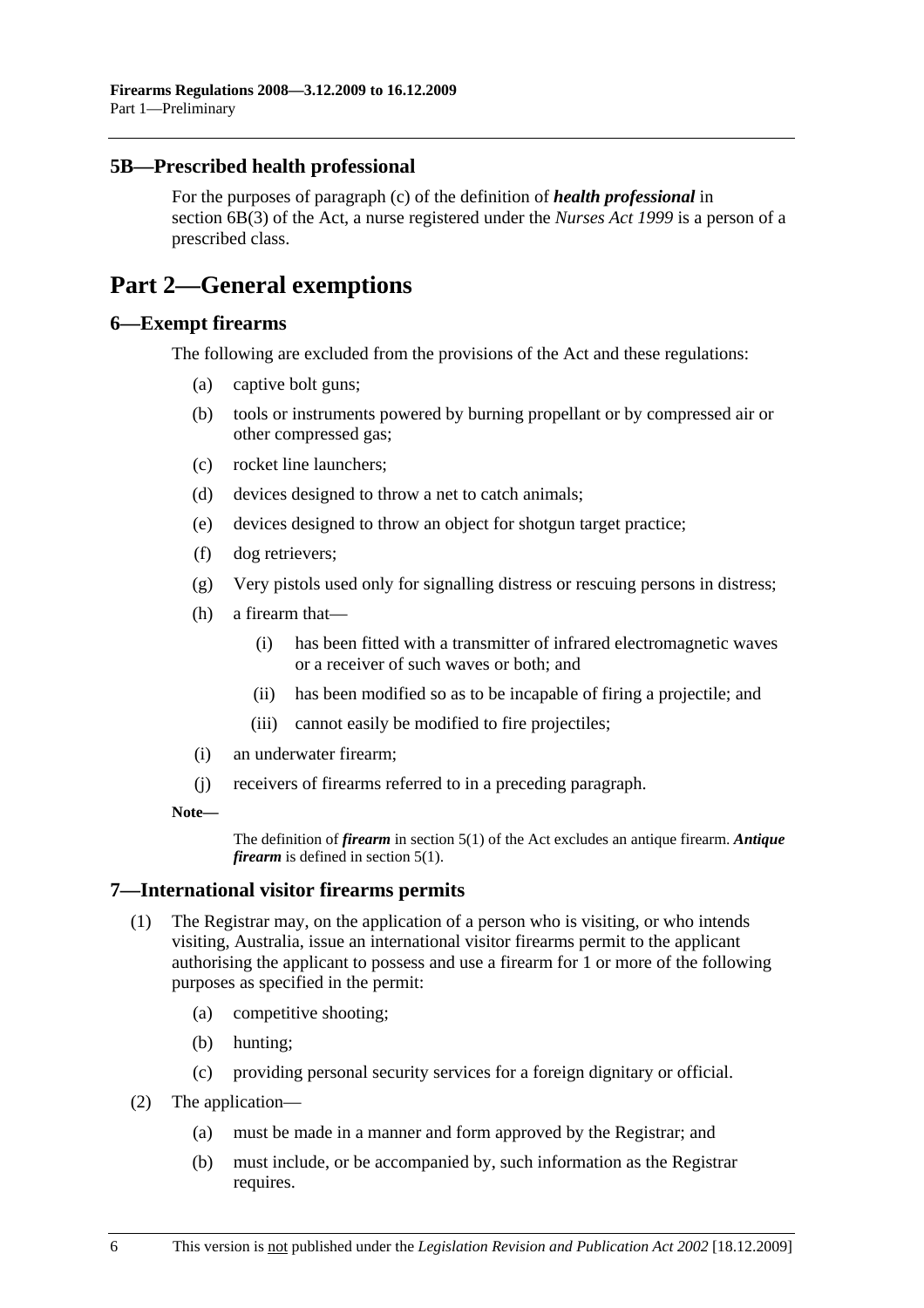### 5B—Prescribed health professional

For the purposes of paragraph (c) of the definition of ***health professional*** in section 6B(3) of the Act, a nurse registered under the *Nurses Act 1999* is a person of a prescribed class.

# Part 2—General exemptions

### 6—Exempt firearms

The following are excluded from the provisions of the Act and these regulations:

- (a) captive bolt guns;
- (b) tools or instruments powered by burning propellant or by compressed air or other compressed gas;
- (c) rocket line launchers;
- (d) devices designed to throw a net to catch animals;
- (e) devices designed to throw an object for shotgun target practice;
- (f) dog retrievers;
- (g) Very pistols used only for signalling distress or rescuing persons in distress;
- (h) a firearm that—
  - (i) has been fitted with a transmitter of infrared electromagnetic waves or a receiver of such waves or both; and
  - (ii) has been modified so as to be incapable of firing a projectile; and
  - (iii) cannot easily be modified to fire projectiles;
- (i) an underwater firearm;
- (j) receivers of firearms referred to in a preceding paragraph.

**Note—**

The definition of ***firearm*** in section 5(1) of the Act excludes an antique firearm. ***Antique firearm*** is defined in section 5(1).

### 7—International visitor firearms permits

(1) The Registrar may, on the application of a person who is visiting, or who intends visiting, Australia, issue an international visitor firearms permit to the applicant authorising the applicant to possess and use a firearm for 1 or more of the following purposes as specified in the permit:

- (a) competitive shooting;
- (b) hunting;
- (c) providing personal security services for a foreign dignitary or official.

(2) The application—

- (a) must be made in a manner and form approved by the Registrar; and
- (b) must include, or be accompanied by, such information as the Registrar requires.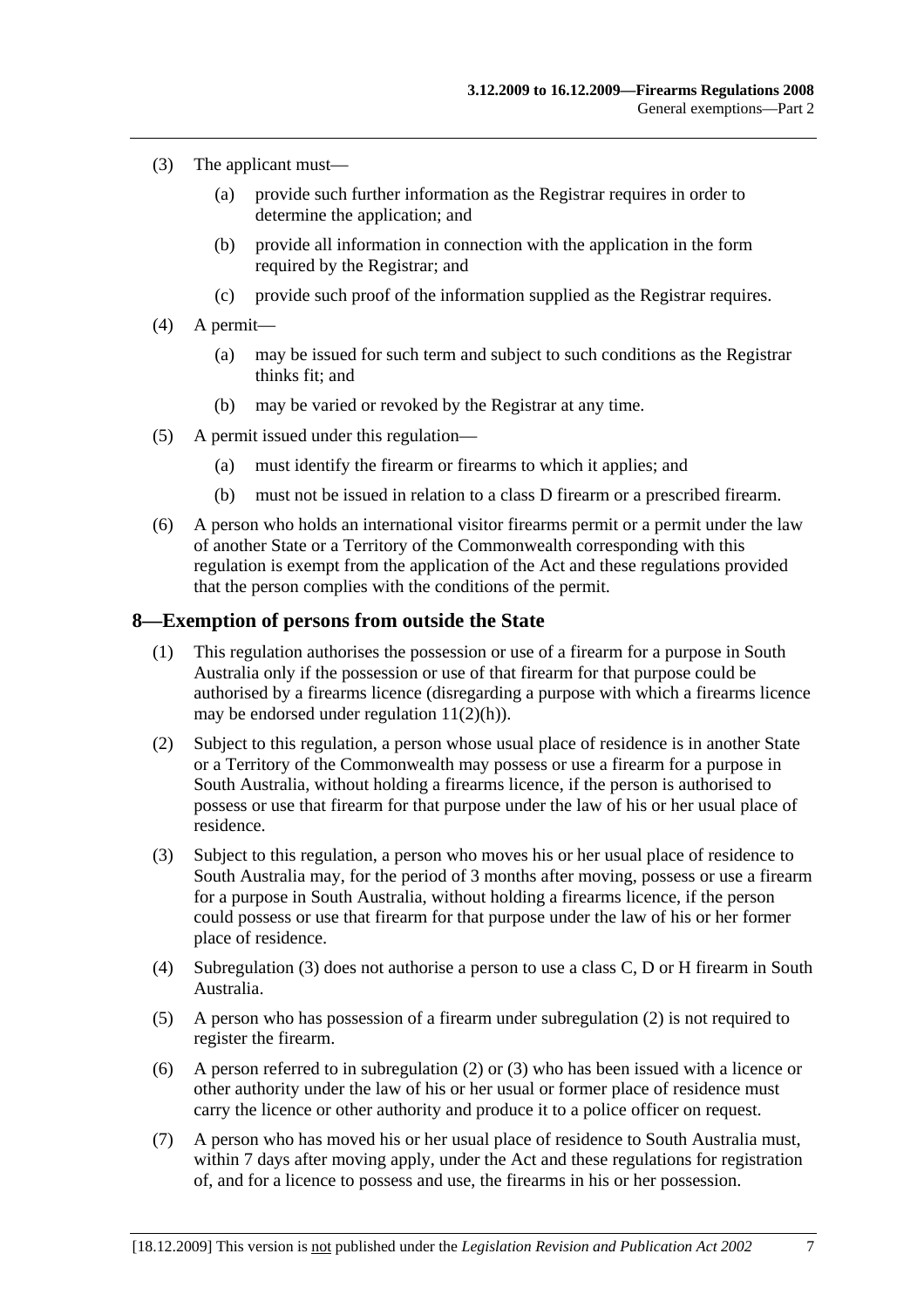(3) The applicant must—

   (a) provide such further information as the Registrar requires in order to determine the application; and

   (b) provide all information in connection with the application in the form required by the Registrar; and

   (c) provide such proof of the information supplied as the Registrar requires.

(4) A permit—

   (a) may be issued for such term and subject to such conditions as the Registrar thinks fit; and

   (b) may be varied or revoked by the Registrar at any time.

(5) A permit issued under this regulation—

   (a) must identify the firearm or firearms to which it applies; and

   (b) must not be issued in relation to a class D firearm or a prescribed firearm.

(6) A person who holds an international visitor firearms permit or a permit under the law of another State or a Territory of the Commonwealth corresponding with this regulation is exempt from the application of the Act and these regulations provided that the person complies with the conditions of the permit.

## 8—Exemption of persons from outside the State

(1) This regulation authorises the possession or use of a firearm for a purpose in South Australia only if the possession or use of that firearm for that purpose could be authorised by a firearms licence (disregarding a purpose with which a firearms licence may be endorsed under regulation 11(2)(h)).

(2) Subject to this regulation, a person whose usual place of residence is in another State or a Territory of the Commonwealth may possess or use a firearm for a purpose in South Australia, without holding a firearms licence, if the person is authorised to possess or use that firearm for that purpose under the law of his or her usual place of residence.

(3) Subject to this regulation, a person who moves his or her usual place of residence to South Australia may, for the period of 3 months after moving, possess or use a firearm for a purpose in South Australia, without holding a firearms licence, if the person could possess or use that firearm for that purpose under the law of his or her former place of residence.

(4) Subregulation (3) does not authorise a person to use a class C, D or H firearm in South Australia.

(5) A person who has possession of a firearm under subregulation (2) is not required to register the firearm.

(6) A person referred to in subregulation (2) or (3) who has been issued with a licence or other authority under the law of his or her usual or former place of residence must carry the licence or other authority and produce it to a police officer on request.

(7) A person who has moved his or her usual place of residence to South Australia must, within 7 days after moving apply, under the Act and these regulations for registration of, and for a licence to possess and use, the firearms in his or her possession.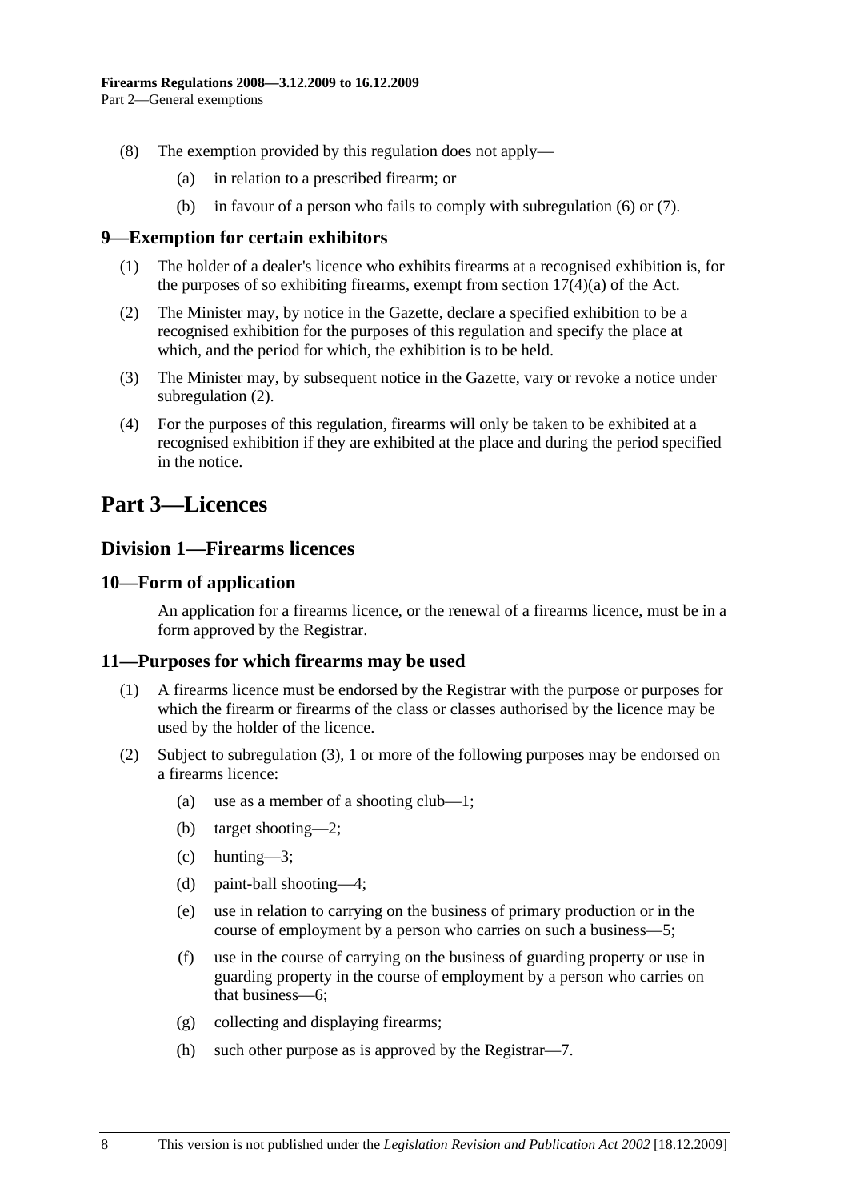(8) The exemption provided by this regulation does not apply—

(a) in relation to a prescribed firearm; or

(b) in favour of a person who fails to comply with subregulation (6) or (7).

### 9—Exemption for certain exhibitors

(1) The holder of a dealer's licence who exhibits firearms at a recognised exhibition is, for the purposes of so exhibiting firearms, exempt from section 17(4)(a) of the Act.

(2) The Minister may, by notice in the Gazette, declare a specified exhibition to be a recognised exhibition for the purposes of this regulation and specify the place at which, and the period for which, the exhibition is to be held.

(3) The Minister may, by subsequent notice in the Gazette, vary or revoke a notice under subregulation (2).

(4) For the purposes of this regulation, firearms will only be taken to be exhibited at a recognised exhibition if they are exhibited at the place and during the period specified in the notice.

# Part 3—Licences

## Division 1—Firearms licences

### 10—Form of application

An application for a firearms licence, or the renewal of a firearms licence, must be in a form approved by the Registrar.

### 11—Purposes for which firearms may be used

(1) A firearms licence must be endorsed by the Registrar with the purpose or purposes for which the firearm or firearms of the class or classes authorised by the licence may be used by the holder of the licence.

(2) Subject to subregulation (3), 1 or more of the following purposes may be endorsed on a firearms licence:

(a) use as a member of a shooting club—1;

(b) target shooting—2;

(c) hunting—3;

(d) paint-ball shooting—4;

(e) use in relation to carrying on the business of primary production or in the course of employment by a person who carries on such a business—5;

(f) use in the course of carrying on the business of guarding property or use in guarding property in the course of employment by a person who carries on that business—6;

(g) collecting and displaying firearms;

(h) such other purpose as is approved by the Registrar—7.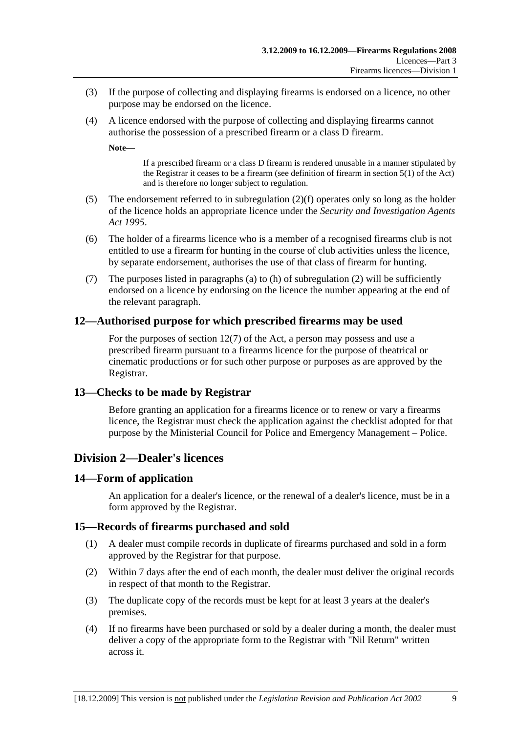(3) If the purpose of collecting and displaying firearms is endorsed on a licence, no other purpose may be endorsed on the licence.

(4) A licence endorsed with the purpose of collecting and displaying firearms cannot authorise the possession of a prescribed firearm or a class D firearm.

**Note—**

If a prescribed firearm or a class D firearm is rendered unusable in a manner stipulated by the Registrar it ceases to be a firearm (see definition of firearm in section 5(1) of the Act) and is therefore no longer subject to regulation.

(5) The endorsement referred to in subregulation (2)(f) operates only so long as the holder of the licence holds an appropriate licence under the *Security and Investigation Agents Act 1995*.

(6) The holder of a firearms licence who is a member of a recognised firearms club is not entitled to use a firearm for hunting in the course of club activities unless the licence, by separate endorsement, authorises the use of that class of firearm for hunting.

(7) The purposes listed in paragraphs (a) to (h) of subregulation (2) will be sufficiently endorsed on a licence by endorsing on the licence the number appearing at the end of the relevant paragraph.

## 12—Authorised purpose for which prescribed firearms may be used

For the purposes of section 12(7) of the Act, a person may possess and use a prescribed firearm pursuant to a firearms licence for the purpose of theatrical or cinematic productions or for such other purpose or purposes as are approved by the Registrar.

## 13—Checks to be made by Registrar

Before granting an application for a firearms licence or to renew or vary a firearms licence, the Registrar must check the application against the checklist adopted for that purpose by the Ministerial Council for Police and Emergency Management – Police.

# Division 2—Dealer's licences

## 14—Form of application

An application for a dealer's licence, or the renewal of a dealer's licence, must be in a form approved by the Registrar.

## 15—Records of firearms purchased and sold

(1) A dealer must compile records in duplicate of firearms purchased and sold in a form approved by the Registrar for that purpose.

(2) Within 7 days after the end of each month, the dealer must deliver the original records in respect of that month to the Registrar.

(3) The duplicate copy of the records must be kept for at least 3 years at the dealer's premises.

(4) If no firearms have been purchased or sold by a dealer during a month, the dealer must deliver a copy of the appropriate form to the Registrar with "Nil Return" written across it.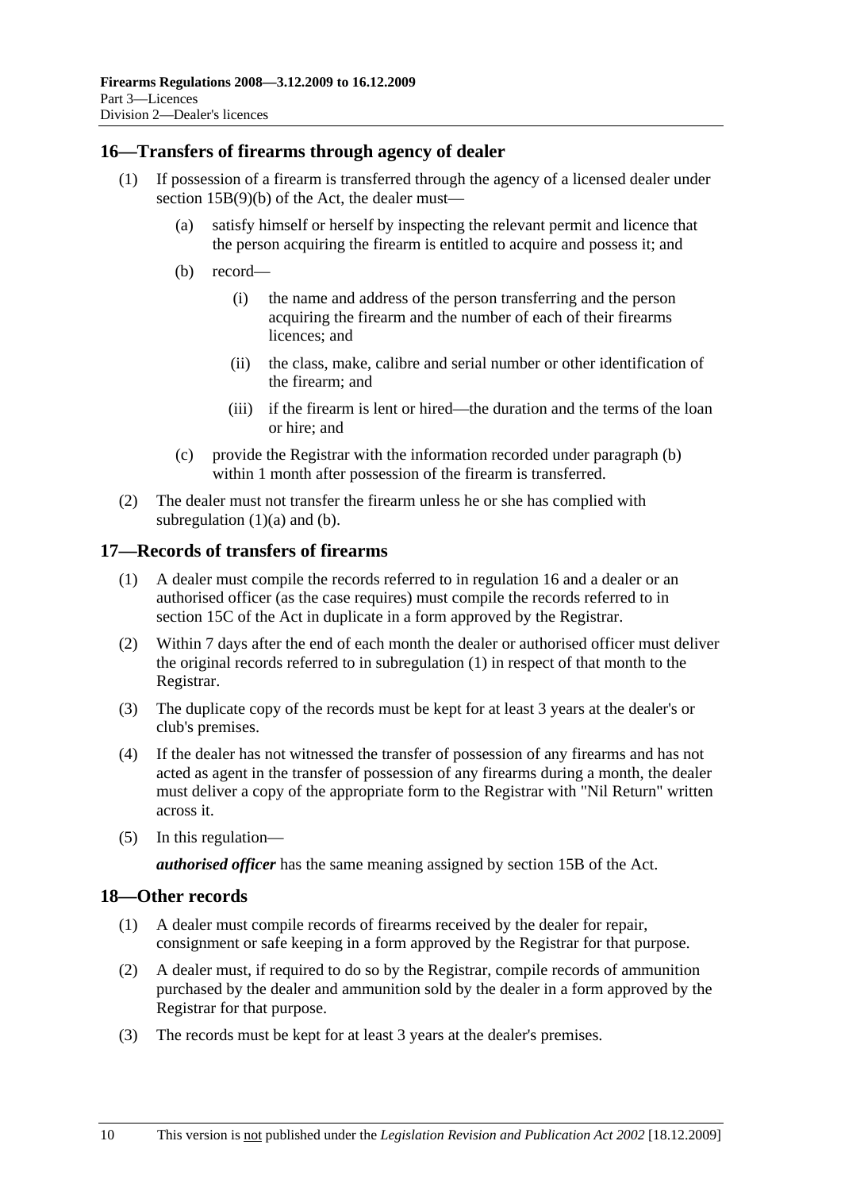## 16—Transfers of firearms through agency of dealer

(1) If possession of a firearm is transferred through the agency of a licensed dealer under section 15B(9)(b) of the Act, the dealer must—

   (a) satisfy himself or herself by inspecting the relevant permit and licence that the person acquiring the firearm is entitled to acquire and possess it; and

   (b) record—

      (i) the name and address of the person transferring and the person acquiring the firearm and the number of each of their firearms licences; and

      (ii) the class, make, calibre and serial number or other identification of the firearm; and

      (iii) if the firearm is lent or hired—the duration and the terms of the loan or hire; and

   (c) provide the Registrar with the information recorded under paragraph (b) within 1 month after possession of the firearm is transferred.

(2) The dealer must not transfer the firearm unless he or she has complied with subregulation (1)(a) and (b).

## 17—Records of transfers of firearms

(1) A dealer must compile the records referred to in regulation 16 and a dealer or an authorised officer (as the case requires) must compile the records referred to in section 15C of the Act in duplicate in a form approved by the Registrar.

(2) Within 7 days after the end of each month the dealer or authorised officer must deliver the original records referred to in subregulation (1) in respect of that month to the Registrar.

(3) The duplicate copy of the records must be kept for at least 3 years at the dealer's or club's premises.

(4) If the dealer has not witnessed the transfer of possession of any firearms and has not acted as agent in the transfer of possession of any firearms during a month, the dealer must deliver a copy of the appropriate form to the Registrar with "Nil Return" written across it.

(5) In this regulation—

***authorised officer*** has the same meaning assigned by section 15B of the Act.

## 18—Other records

(1) A dealer must compile records of firearms received by the dealer for repair, consignment or safe keeping in a form approved by the Registrar for that purpose.

(2) A dealer must, if required to do so by the Registrar, compile records of ammunition purchased by the dealer and ammunition sold by the dealer in a form approved by the Registrar for that purpose.

(3) The records must be kept for at least 3 years at the dealer's premises.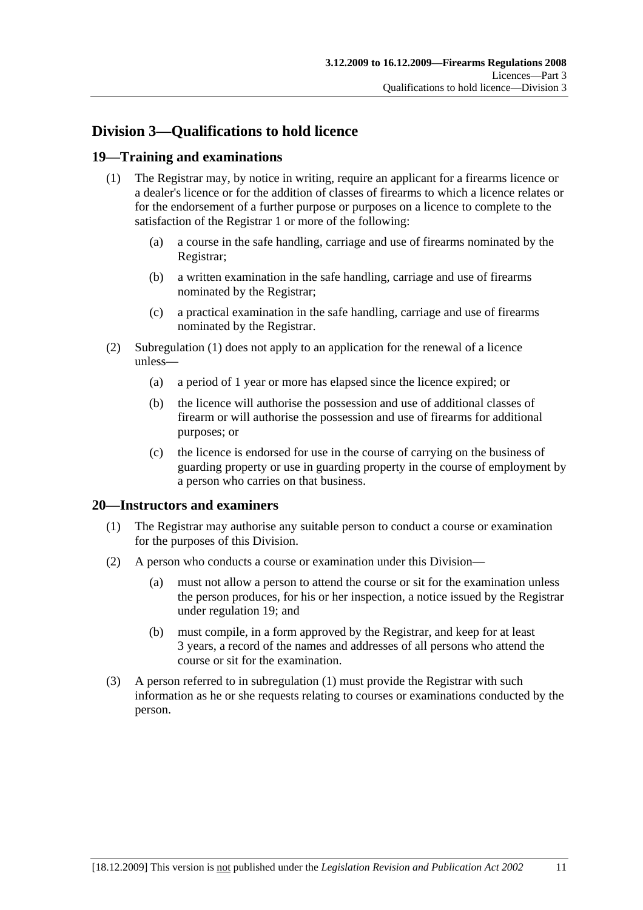## Division 3—Qualifications to hold licence

### 19—Training and examinations

(1) The Registrar may, by notice in writing, require an applicant for a firearms licence or a dealer's licence or for the addition of classes of firearms to which a licence relates or for the endorsement of a further purpose or purposes on a licence to complete to the satisfaction of the Registrar 1 or more of the following:

(a) a course in the safe handling, carriage and use of firearms nominated by the Registrar;

(b) a written examination in the safe handling, carriage and use of firearms nominated by the Registrar;

(c) a practical examination in the safe handling, carriage and use of firearms nominated by the Registrar.

(2) Subregulation (1) does not apply to an application for the renewal of a licence unless—

(a) a period of 1 year or more has elapsed since the licence expired; or

(b) the licence will authorise the possession and use of additional classes of firearm or will authorise the possession and use of firearms for additional purposes; or

(c) the licence is endorsed for use in the course of carrying on the business of guarding property or use in guarding property in the course of employment by a person who carries on that business.

### 20—Instructors and examiners

(1) The Registrar may authorise any suitable person to conduct a course or examination for the purposes of this Division.

(2) A person who conducts a course or examination under this Division—

(a) must not allow a person to attend the course or sit for the examination unless the person produces, for his or her inspection, a notice issued by the Registrar under regulation 19; and

(b) must compile, in a form approved by the Registrar, and keep for at least 3 years, a record of the names and addresses of all persons who attend the course or sit for the examination.

(3) A person referred to in subregulation (1) must provide the Registrar with such information as he or she requests relating to courses or examinations conducted by the person.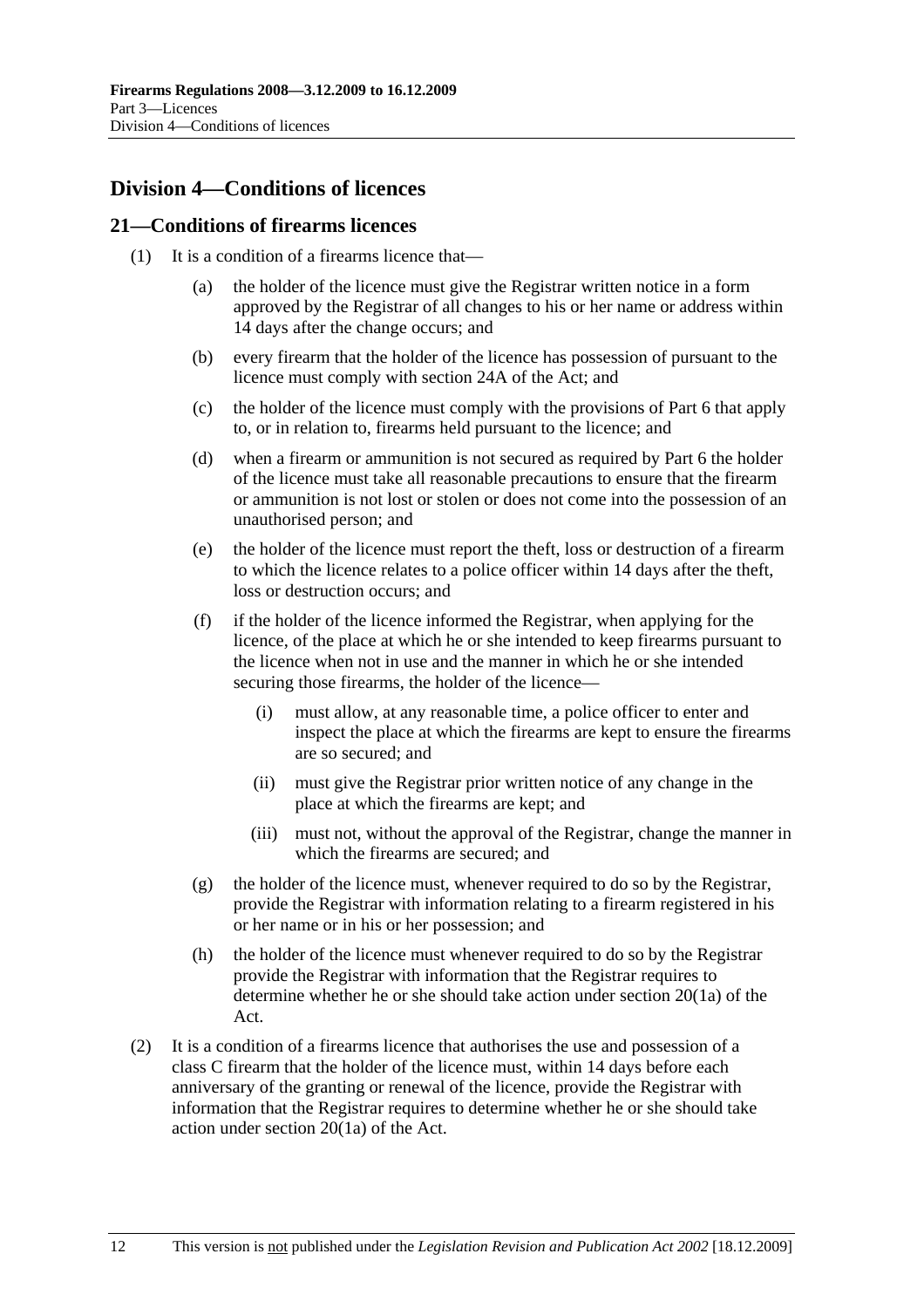## Division 4—Conditions of licences

### 21—Conditions of firearms licences

(1) It is a condition of a firearms licence that—

  (a) the holder of the licence must give the Registrar written notice in a form approved by the Registrar of all changes to his or her name or address within 14 days after the change occurs; and

  (b) every firearm that the holder of the licence has possession of pursuant to the licence must comply with section 24A of the Act; and

  (c) the holder of the licence must comply with the provisions of Part 6 that apply to, or in relation to, firearms held pursuant to the licence; and

  (d) when a firearm or ammunition is not secured as required by Part 6 the holder of the licence must take all reasonable precautions to ensure that the firearm or ammunition is not lost or stolen or does not come into the possession of an unauthorised person; and

  (e) the holder of the licence must report the theft, loss or destruction of a firearm to which the licence relates to a police officer within 14 days after the theft, loss or destruction occurs; and

  (f) if the holder of the licence informed the Registrar, when applying for the licence, of the place at which he or she intended to keep firearms pursuant to the licence when not in use and the manner in which he or she intended securing those firearms, the holder of the licence—

    (i) must allow, at any reasonable time, a police officer to enter and inspect the place at which the firearms are kept to ensure the firearms are so secured; and

    (ii) must give the Registrar prior written notice of any change in the place at which the firearms are kept; and

    (iii) must not, without the approval of the Registrar, change the manner in which the firearms are secured; and

  (g) the holder of the licence must, whenever required to do so by the Registrar, provide the Registrar with information relating to a firearm registered in his or her name or in his or her possession; and

  (h) the holder of the licence must whenever required to do so by the Registrar provide the Registrar with information that the Registrar requires to determine whether he or she should take action under section 20(1a) of the Act.

(2) It is a condition of a firearms licence that authorises the use and possession of a class C firearm that the holder of the licence must, within 14 days before each anniversary of the granting or renewal of the licence, provide the Registrar with information that the Registrar requires to determine whether he or she should take action under section 20(1a) of the Act.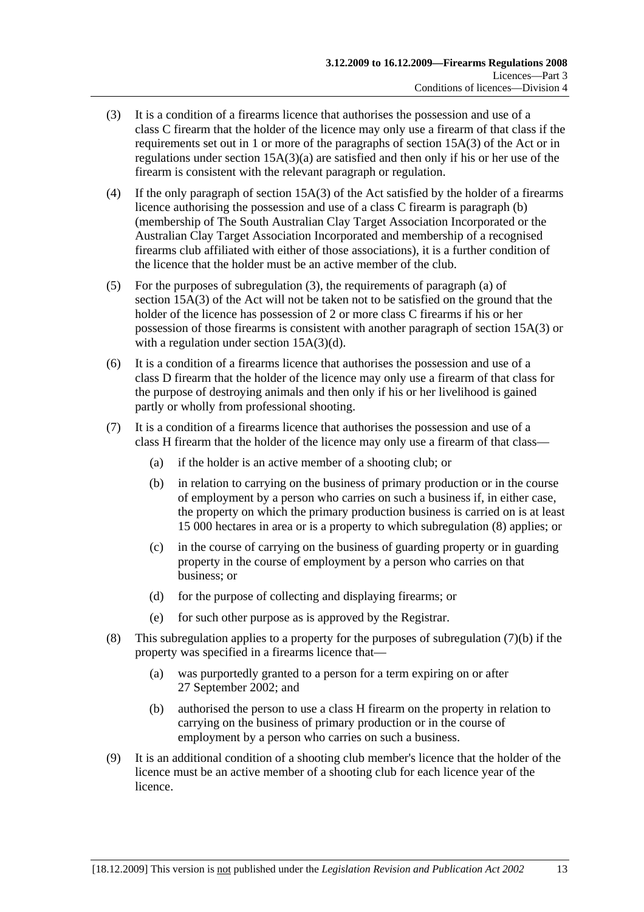(3) It is a condition of a firearms licence that authorises the possession and use of a class C firearm that the holder of the licence may only use a firearm of that class if the requirements set out in 1 or more of the paragraphs of section 15A(3) of the Act or in regulations under section 15A(3)(a) are satisfied and then only if his or her use of the firearm is consistent with the relevant paragraph or regulation.

(4) If the only paragraph of section 15A(3) of the Act satisfied by the holder of a firearms licence authorising the possession and use of a class C firearm is paragraph (b) (membership of The South Australian Clay Target Association Incorporated or the Australian Clay Target Association Incorporated and membership of a recognised firearms club affiliated with either of those associations), it is a further condition of the licence that the holder must be an active member of the club.

(5) For the purposes of subregulation (3), the requirements of paragraph (a) of section 15A(3) of the Act will not be taken not to be satisfied on the ground that the holder of the licence has possession of 2 or more class C firearms if his or her possession of those firearms is consistent with another paragraph of section 15A(3) or with a regulation under section 15A(3)(d).

(6) It is a condition of a firearms licence that authorises the possession and use of a class D firearm that the holder of the licence may only use a firearm of that class for the purpose of destroying animals and then only if his or her livelihood is gained partly or wholly from professional shooting.

(7) It is a condition of a firearms licence that authorises the possession and use of a class H firearm that the holder of the licence may only use a firearm of that class—

(a) if the holder is an active member of a shooting club; or

(b) in relation to carrying on the business of primary production or in the course of employment by a person who carries on such a business if, in either case, the property on which the primary production business is carried on is at least 15 000 hectares in area or is a property to which subregulation (8) applies; or

(c) in the course of carrying on the business of guarding property or in guarding property in the course of employment by a person who carries on that business; or

(d) for the purpose of collecting and displaying firearms; or

(e) for such other purpose as is approved by the Registrar.

(8) This subregulation applies to a property for the purposes of subregulation (7)(b) if the property was specified in a firearms licence that—

(a) was purportedly granted to a person for a term expiring on or after 27 September 2002; and

(b) authorised the person to use a class H firearm on the property in relation to carrying on the business of primary production or in the course of employment by a person who carries on such a business.

(9) It is an additional condition of a shooting club member's licence that the holder of the licence must be an active member of a shooting club for each licence year of the licence.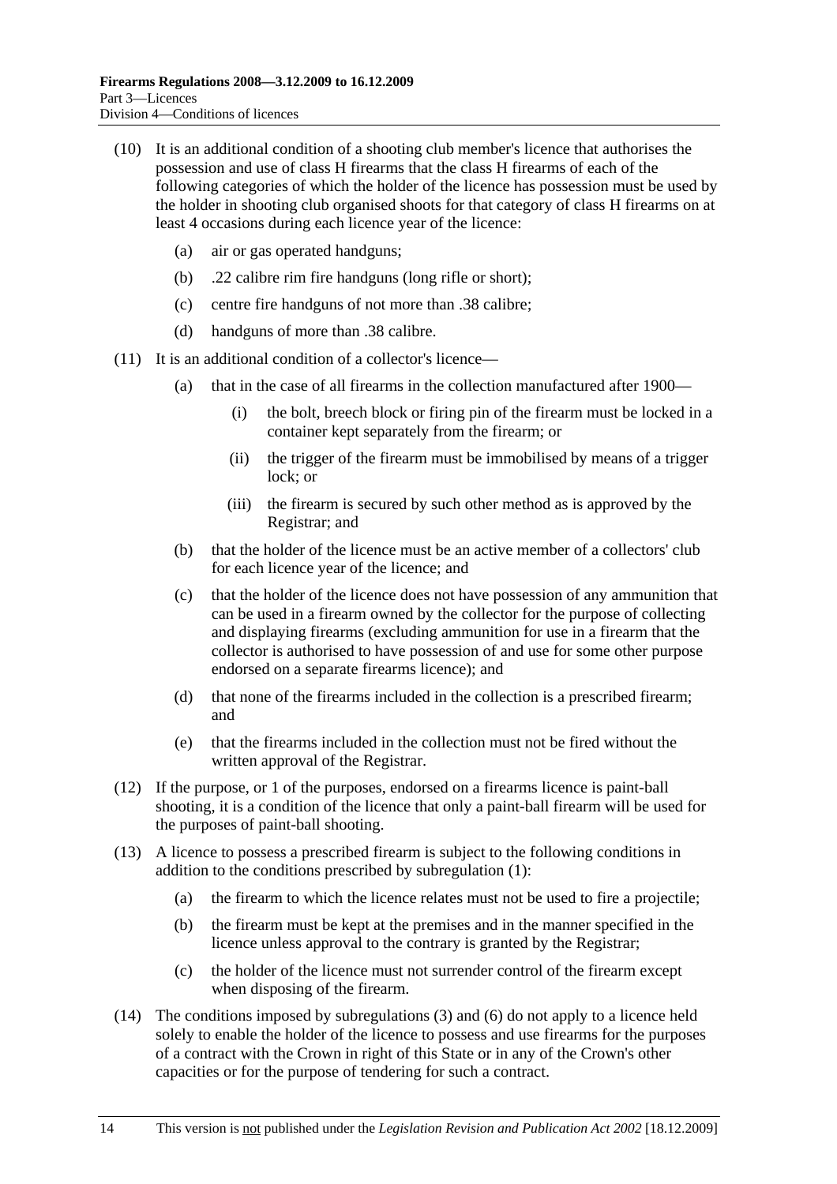(10) It is an additional condition of a shooting club member's licence that authorises the possession and use of class H firearms that the class H firearms of each of the following categories of which the holder of the licence has possession must be used by the holder in shooting club organised shoots for that category of class H firearms on at least 4 occasions during each licence year of the licence:

(a) air or gas operated handguns;

(b) .22 calibre rim fire handguns (long rifle or short);

(c) centre fire handguns of not more than .38 calibre;

(d) handguns of more than .38 calibre.

(11) It is an additional condition of a collector's licence—

(a) that in the case of all firearms in the collection manufactured after 1900—

(i) the bolt, breech block or firing pin of the firearm must be locked in a container kept separately from the firearm; or

(ii) the trigger of the firearm must be immobilised by means of a trigger lock; or

(iii) the firearm is secured by such other method as is approved by the Registrar; and

(b) that the holder of the licence must be an active member of a collectors' club for each licence year of the licence; and

(c) that the holder of the licence does not have possession of any ammunition that can be used in a firearm owned by the collector for the purpose of collecting and displaying firearms (excluding ammunition for use in a firearm that the collector is authorised to have possession of and use for some other purpose endorsed on a separate firearms licence); and

(d) that none of the firearms included in the collection is a prescribed firearm; and

(e) that the firearms included in the collection must not be fired without the written approval of the Registrar.

(12) If the purpose, or 1 of the purposes, endorsed on a firearms licence is paint-ball shooting, it is a condition of the licence that only a paint-ball firearm will be used for the purposes of paint-ball shooting.

(13) A licence to possess a prescribed firearm is subject to the following conditions in addition to the conditions prescribed by subregulation (1):

(a) the firearm to which the licence relates must not be used to fire a projectile;

(b) the firearm must be kept at the premises and in the manner specified in the licence unless approval to the contrary is granted by the Registrar;

(c) the holder of the licence must not surrender control of the firearm except when disposing of the firearm.

(14) The conditions imposed by subregulations (3) and (6) do not apply to a licence held solely to enable the holder of the licence to possess and use firearms for the purposes of a contract with the Crown in right of this State or in any of the Crown's other capacities or for the purpose of tendering for such a contract.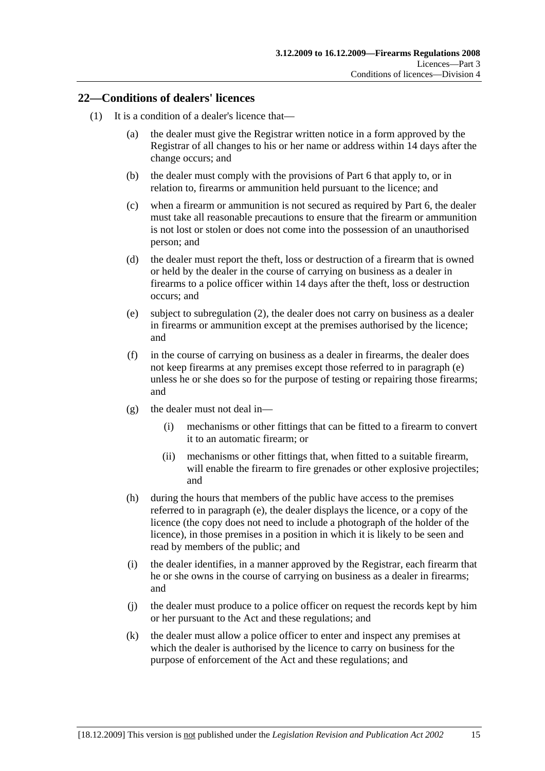## 22—Conditions of dealers' licences

(1) It is a condition of a dealer's licence that—

(a) the dealer must give the Registrar written notice in a form approved by the Registrar of all changes to his or her name or address within 14 days after the change occurs; and

(b) the dealer must comply with the provisions of Part 6 that apply to, or in relation to, firearms or ammunition held pursuant to the licence; and

(c) when a firearm or ammunition is not secured as required by Part 6, the dealer must take all reasonable precautions to ensure that the firearm or ammunition is not lost or stolen or does not come into the possession of an unauthorised person; and

(d) the dealer must report the theft, loss or destruction of a firearm that is owned or held by the dealer in the course of carrying on business as a dealer in firearms to a police officer within 14 days after the theft, loss or destruction occurs; and

(e) subject to subregulation (2), the dealer does not carry on business as a dealer in firearms or ammunition except at the premises authorised by the licence; and

(f) in the course of carrying on business as a dealer in firearms, the dealer does not keep firearms at any premises except those referred to in paragraph (e) unless he or she does so for the purpose of testing or repairing those firearms; and

(g) the dealer must not deal in—

(i) mechanisms or other fittings that can be fitted to a firearm to convert it to an automatic firearm; or

(ii) mechanisms or other fittings that, when fitted to a suitable firearm, will enable the firearm to fire grenades or other explosive projectiles; and

(h) during the hours that members of the public have access to the premises referred to in paragraph (e), the dealer displays the licence, or a copy of the licence (the copy does not need to include a photograph of the holder of the licence), in those premises in a position in which it is likely to be seen and read by members of the public; and

(i) the dealer identifies, in a manner approved by the Registrar, each firearm that he or she owns in the course of carrying on business as a dealer in firearms; and

(j) the dealer must produce to a police officer on request the records kept by him or her pursuant to the Act and these regulations; and

(k) the dealer must allow a police officer to enter and inspect any premises at which the dealer is authorised by the licence to carry on business for the purpose of enforcement of the Act and these regulations; and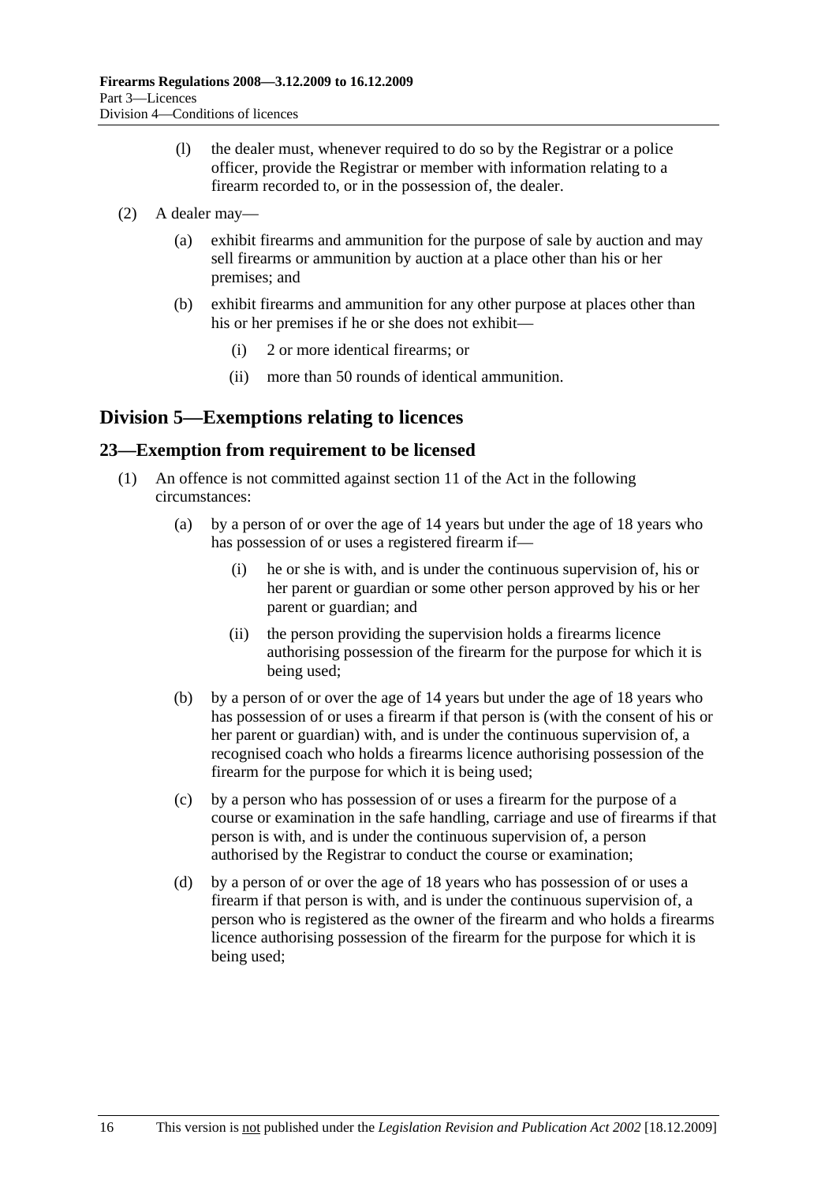(l) the dealer must, whenever required to do so by the Registrar or a police officer, provide the Registrar or member with information relating to a firearm recorded to, or in the possession of, the dealer.

(2) A dealer may—

(a) exhibit firearms and ammunition for the purpose of sale by auction and may sell firearms or ammunition by auction at a place other than his or her premises; and

(b) exhibit firearms and ammunition for any other purpose at places other than his or her premises if he or she does not exhibit—

(i) 2 or more identical firearms; or

(ii) more than 50 rounds of identical ammunition.

## Division 5—Exemptions relating to licences

### 23—Exemption from requirement to be licensed

(1) An offence is not committed against section 11 of the Act in the following circumstances:

(a) by a person of or over the age of 14 years but under the age of 18 years who has possession of or uses a registered firearm if—

(i) he or she is with, and is under the continuous supervision of, his or her parent or guardian or some other person approved by his or her parent or guardian; and

(ii) the person providing the supervision holds a firearms licence authorising possession of the firearm for the purpose for which it is being used;

(b) by a person of or over the age of 14 years but under the age of 18 years who has possession of or uses a firearm if that person is (with the consent of his or her parent or guardian) with, and is under the continuous supervision of, a recognised coach who holds a firearms licence authorising possession of the firearm for the purpose for which it is being used;

(c) by a person who has possession of or uses a firearm for the purpose of a course or examination in the safe handling, carriage and use of firearms if that person is with, and is under the continuous supervision of, a person authorised by the Registrar to conduct the course or examination;

(d) by a person of or over the age of 18 years who has possession of or uses a firearm if that person is with, and is under the continuous supervision of, a person who is registered as the owner of the firearm and who holds a firearms licence authorising possession of the firearm for the purpose for which it is being used;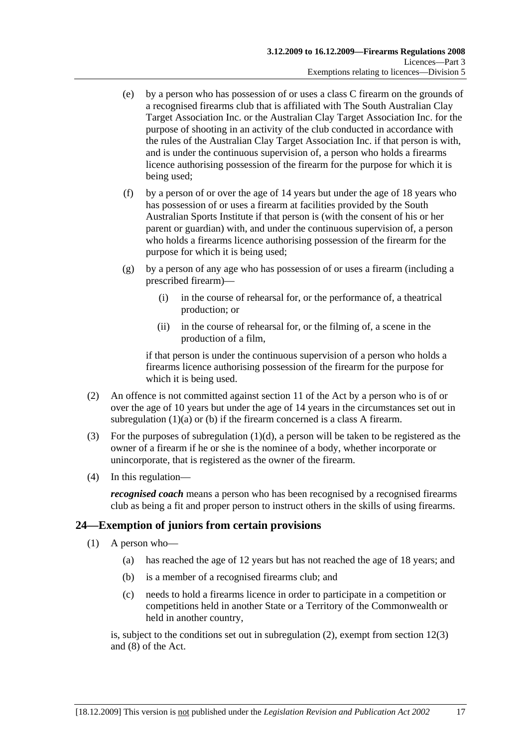(e) by a person who has possession of or uses a class C firearm on the grounds of a recognised firearms club that is affiliated with The South Australian Clay Target Association Inc. or the Australian Clay Target Association Inc. for the purpose of shooting in an activity of the club conducted in accordance with the rules of the Australian Clay Target Association Inc. if that person is with, and is under the continuous supervision of, a person who holds a firearms licence authorising possession of the firearm for the purpose for which it is being used;

(f) by a person of or over the age of 14 years but under the age of 18 years who has possession of or uses a firearm at facilities provided by the South Australian Sports Institute if that person is (with the consent of his or her parent or guardian) with, and under the continuous supervision of, a person who holds a firearms licence authorising possession of the firearm for the purpose for which it is being used;

(g) by a person of any age who has possession of or uses a firearm (including a prescribed firearm)—

(i) in the course of rehearsal for, or the performance of, a theatrical production; or

(ii) in the course of rehearsal for, or the filming of, a scene in the production of a film,

if that person is under the continuous supervision of a person who holds a firearms licence authorising possession of the firearm for the purpose for which it is being used.

(2) An offence is not committed against section 11 of the Act by a person who is of or over the age of 10 years but under the age of 14 years in the circumstances set out in subregulation (1)(a) or (b) if the firearm concerned is a class A firearm.

(3) For the purposes of subregulation (1)(d), a person will be taken to be registered as the owner of a firearm if he or she is the nominee of a body, whether incorporate or unincorporate, that is registered as the owner of the firearm.

(4) In this regulation—

***recognised coach*** means a person who has been recognised by a recognised firearms club as being a fit and proper person to instruct others in the skills of using firearms.

## 24—Exemption of juniors from certain provisions

(1) A person who—

(a) has reached the age of 12 years but has not reached the age of 18 years; and

(b) is a member of a recognised firearms club; and

(c) needs to hold a firearms licence in order to participate in a competition or competitions held in another State or a Territory of the Commonwealth or held in another country,

is, subject to the conditions set out in subregulation (2), exempt from section 12(3) and (8) of the Act.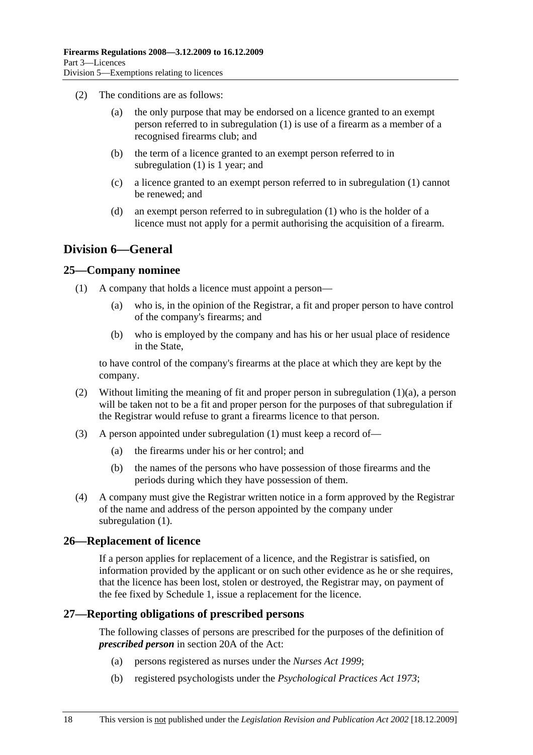(2) The conditions are as follows:

(a) the only purpose that may be endorsed on a licence granted to an exempt person referred to in subregulation (1) is use of a firearm as a member of a recognised firearms club; and

(b) the term of a licence granted to an exempt person referred to in subregulation (1) is 1 year; and

(c) a licence granted to an exempt person referred to in subregulation (1) cannot be renewed; and

(d) an exempt person referred to in subregulation (1) who is the holder of a licence must not apply for a permit authorising the acquisition of a firearm.

## Division 6—General

### 25—Company nominee

(1) A company that holds a licence must appoint a person—

(a) who is, in the opinion of the Registrar, a fit and proper person to have control of the company's firearms; and

(b) who is employed by the company and has his or her usual place of residence in the State,

to have control of the company's firearms at the place at which they are kept by the company.

(2) Without limiting the meaning of fit and proper person in subregulation (1)(a), a person will be taken not to be a fit and proper person for the purposes of that subregulation if the Registrar would refuse to grant a firearms licence to that person.

(3) A person appointed under subregulation (1) must keep a record of—

(a) the firearms under his or her control; and

(b) the names of the persons who have possession of those firearms and the periods during which they have possession of them.

(4) A company must give the Registrar written notice in a form approved by the Registrar of the name and address of the person appointed by the company under subregulation (1).

### 26—Replacement of licence

If a person applies for replacement of a licence, and the Registrar is satisfied, on information provided by the applicant or on such other evidence as he or she requires, that the licence has been lost, stolen or destroyed, the Registrar may, on payment of the fee fixed by Schedule 1, issue a replacement for the licence.

### 27—Reporting obligations of prescribed persons

The following classes of persons are prescribed for the purposes of the definition of ***prescribed person*** in section 20A of the Act:

(a) persons registered as nurses under the *Nurses Act 1999*;

(b) registered psychologists under the *Psychological Practices Act 1973*;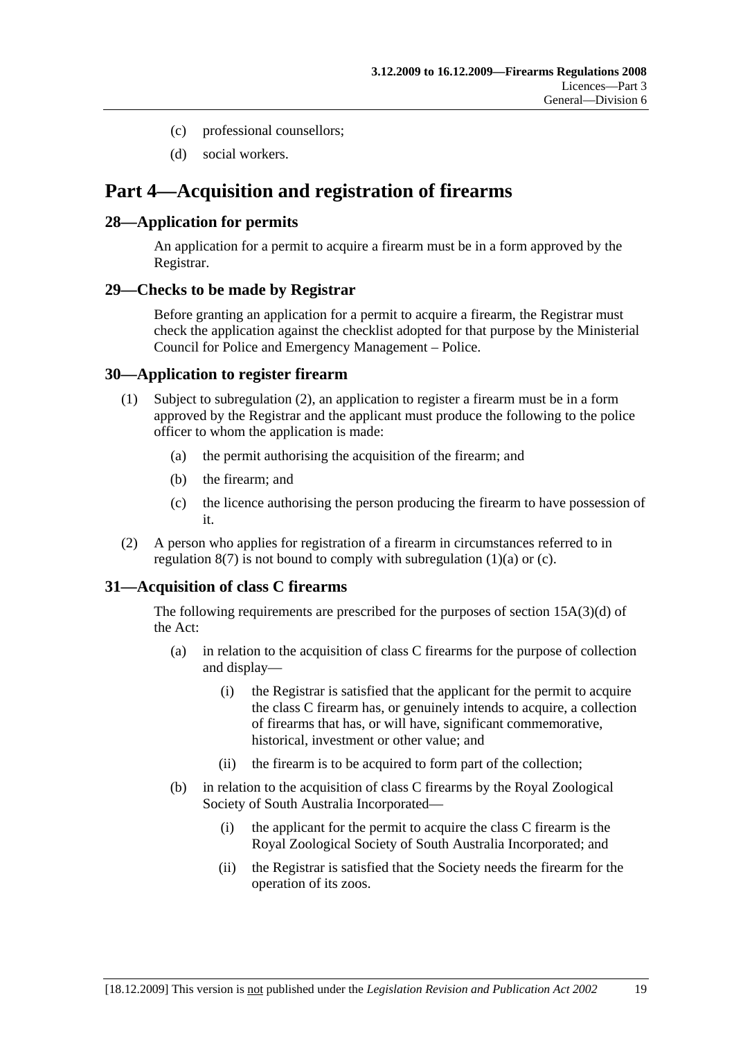(c) professional counsellors;

(d) social workers.

# Part 4—Acquisition and registration of firearms

## 28—Application for permits

An application for a permit to acquire a firearm must be in a form approved by the Registrar.

## 29—Checks to be made by Registrar

Before granting an application for a permit to acquire a firearm, the Registrar must check the application against the checklist adopted for that purpose by the Ministerial Council for Police and Emergency Management – Police.

## 30—Application to register firearm

(1) Subject to subregulation (2), an application to register a firearm must be in a form approved by the Registrar and the applicant must produce the following to the police officer to whom the application is made:

- (a) the permit authorising the acquisition of the firearm; and
- (b) the firearm; and
- (c) the licence authorising the person producing the firearm to have possession of it.

(2) A person who applies for registration of a firearm in circumstances referred to in regulation 8(7) is not bound to comply with subregulation (1)(a) or (c).

## 31—Acquisition of class C firearms

The following requirements are prescribed for the purposes of section 15A(3)(d) of the Act:

- (a) in relation to the acquisition of class C firearms for the purpose of collection and display—
  - (i) the Registrar is satisfied that the applicant for the permit to acquire the class C firearm has, or genuinely intends to acquire, a collection of firearms that has, or will have, significant commemorative, historical, investment or other value; and
  - (ii) the firearm is to be acquired to form part of the collection;
- (b) in relation to the acquisition of class C firearms by the Royal Zoological Society of South Australia Incorporated—
  - (i) the applicant for the permit to acquire the class C firearm is the Royal Zoological Society of South Australia Incorporated; and
  - (ii) the Registrar is satisfied that the Society needs the firearm for the operation of its zoos.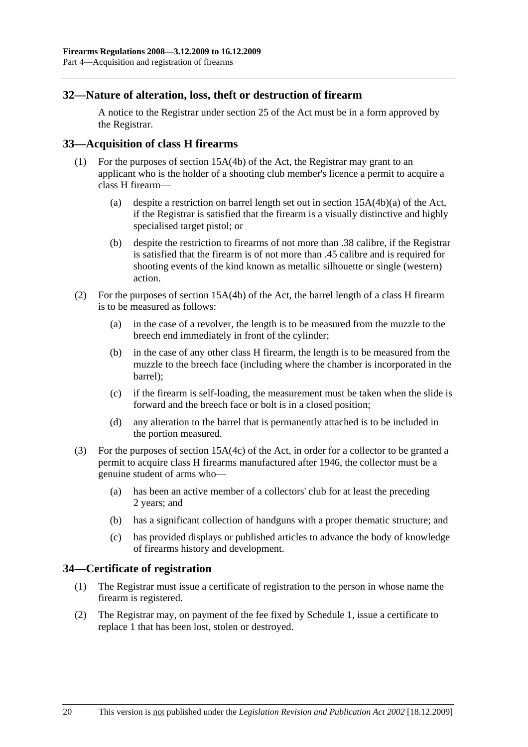## 32—Nature of alteration, loss, theft or destruction of firearm

A notice to the Registrar under section 25 of the Act must be in a form approved by the Registrar.

## 33—Acquisition of class H firearms

(1) For the purposes of section 15A(4b) of the Act, the Registrar may grant to an applicant who is the holder of a shooting club member's licence a permit to acquire a class H firearm—

(a) despite a restriction on barrel length set out in section 15A(4b)(a) of the Act, if the Registrar is satisfied that the firearm is a visually distinctive and highly specialised target pistol; or

(b) despite the restriction to firearms of not more than .38 calibre, if the Registrar is satisfied that the firearm is of not more than .45 calibre and is required for shooting events of the kind known as metallic silhouette or single (western) action.

(2) For the purposes of section 15A(4b) of the Act, the barrel length of a class H firearm is to be measured as follows:

(a) in the case of a revolver, the length is to be measured from the muzzle to the breech end immediately in front of the cylinder;

(b) in the case of any other class H firearm, the length is to be measured from the muzzle to the breech face (including where the chamber is incorporated in the barrel);

(c) if the firearm is self-loading, the measurement must be taken when the slide is forward and the breech face or bolt is in a closed position;

(d) any alteration to the barrel that is permanently attached is to be included in the portion measured.

(3) For the purposes of section 15A(4c) of the Act, in order for a collector to be granted a permit to acquire class H firearms manufactured after 1946, the collector must be a genuine student of arms who—

(a) has been an active member of a collectors' club for at least the preceding 2 years; and

(b) has a significant collection of handguns with a proper thematic structure; and

(c) has provided displays or published articles to advance the body of knowledge of firearms history and development.

## 34—Certificate of registration

(1) The Registrar must issue a certificate of registration to the person in whose name the firearm is registered.

(2) The Registrar may, on payment of the fee fixed by Schedule 1, issue a certificate to replace 1 that has been lost, stolen or destroyed.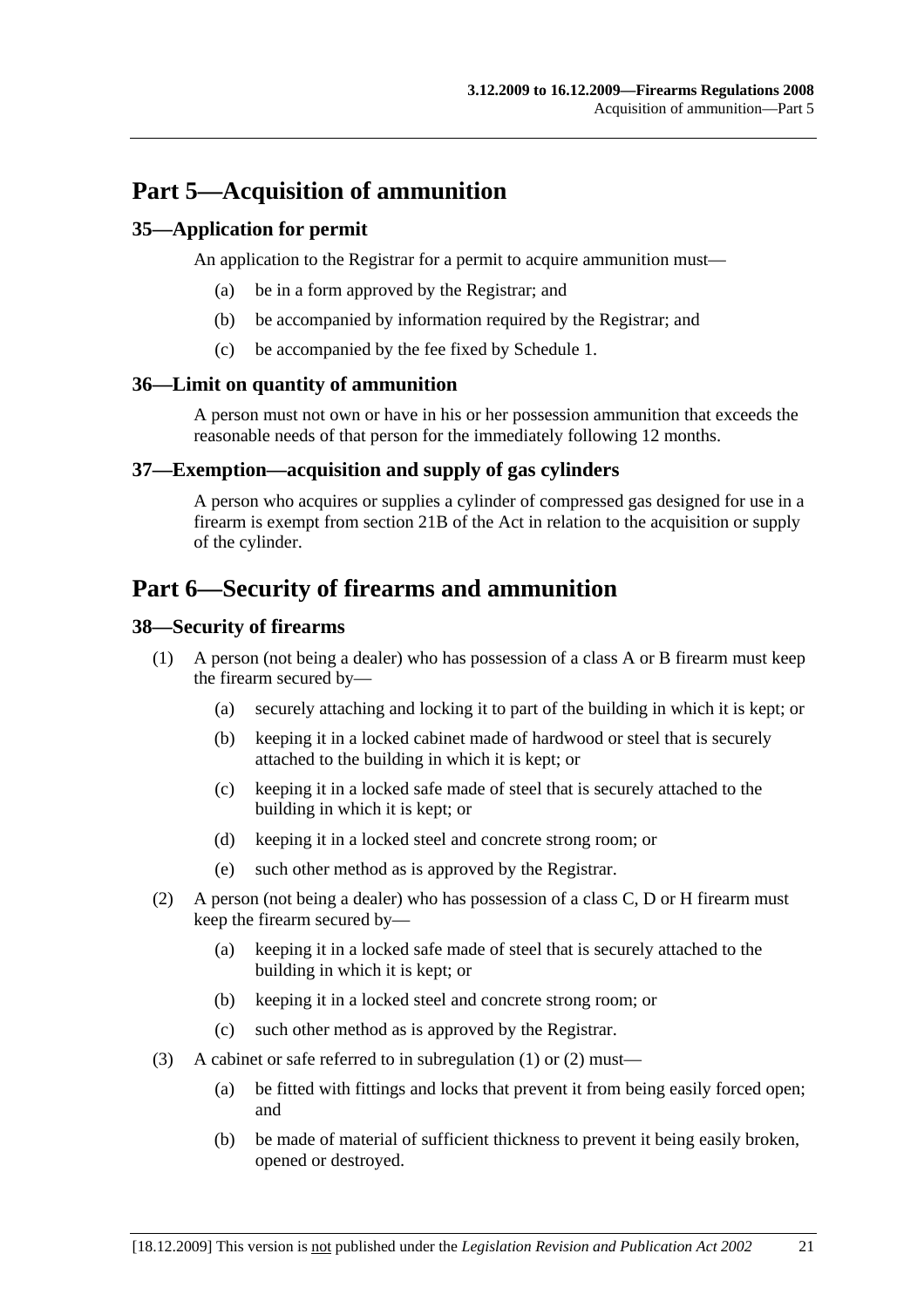# Part 5—Acquisition of ammunition

## 35—Application for permit

An application to the Registrar for a permit to acquire ammunition must—

- (a) be in a form approved by the Registrar; and
- (b) be accompanied by information required by the Registrar; and
- (c) be accompanied by the fee fixed by Schedule 1.

## 36—Limit on quantity of ammunition

A person must not own or have in his or her possession ammunition that exceeds the reasonable needs of that person for the immediately following 12 months.

## 37—Exemption—acquisition and supply of gas cylinders

A person who acquires or supplies a cylinder of compressed gas designed for use in a firearm is exempt from section 21B of the Act in relation to the acquisition or supply of the cylinder.

# Part 6—Security of firearms and ammunition

## 38—Security of firearms

(1) A person (not being a dealer) who has possession of a class A or B firearm must keep the firearm secured by—

- (a) securely attaching and locking it to part of the building in which it is kept; or
- (b) keeping it in a locked cabinet made of hardwood or steel that is securely attached to the building in which it is kept; or
- (c) keeping it in a locked safe made of steel that is securely attached to the building in which it is kept; or
- (d) keeping it in a locked steel and concrete strong room; or
- (e) such other method as is approved by the Registrar.

(2) A person (not being a dealer) who has possession of a class C, D or H firearm must keep the firearm secured by—

- (a) keeping it in a locked safe made of steel that is securely attached to the building in which it is kept; or
- (b) keeping it in a locked steel and concrete strong room; or
- (c) such other method as is approved by the Registrar.

(3) A cabinet or safe referred to in subregulation (1) or (2) must—

- (a) be fitted with fittings and locks that prevent it from being easily forced open; and
- (b) be made of material of sufficient thickness to prevent it being easily broken, opened or destroyed.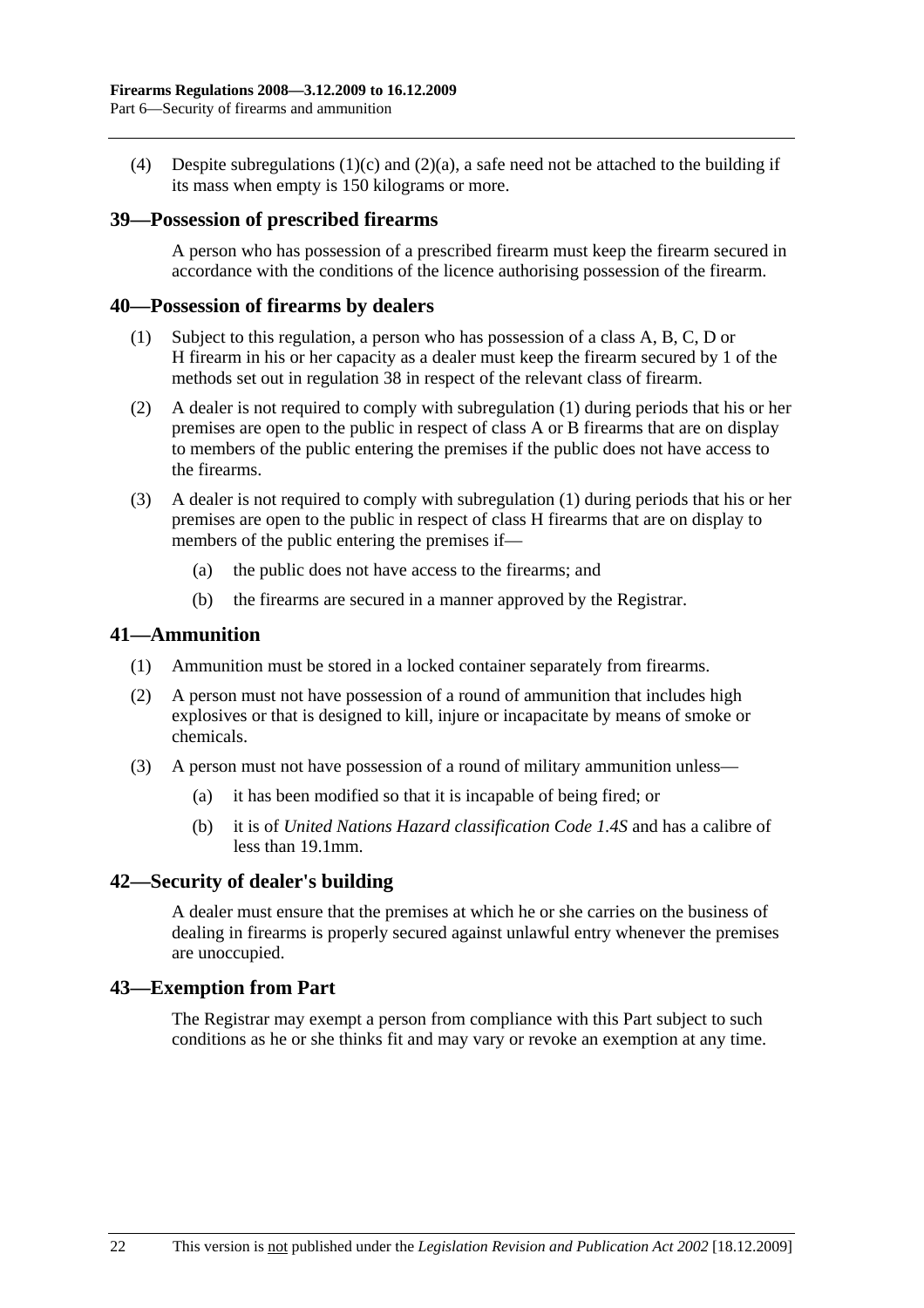(4) Despite subregulations (1)(c) and (2)(a), a safe need not be attached to the building if its mass when empty is 150 kilograms or more.

## 39—Possession of prescribed firearms

A person who has possession of a prescribed firearm must keep the firearm secured in accordance with the conditions of the licence authorising possession of the firearm.

## 40—Possession of firearms by dealers

(1) Subject to this regulation, a person who has possession of a class A, B, C, D or H firearm in his or her capacity as a dealer must keep the firearm secured by 1 of the methods set out in regulation 38 in respect of the relevant class of firearm.

(2) A dealer is not required to comply with subregulation (1) during periods that his or her premises are open to the public in respect of class A or B firearms that are on display to members of the public entering the premises if the public does not have access to the firearms.

(3) A dealer is not required to comply with subregulation (1) during periods that his or her premises are open to the public in respect of class H firearms that are on display to members of the public entering the premises if—

(a) the public does not have access to the firearms; and

(b) the firearms are secured in a manner approved by the Registrar.

## 41—Ammunition

(1) Ammunition must be stored in a locked container separately from firearms.

(2) A person must not have possession of a round of ammunition that includes high explosives or that is designed to kill, injure or incapacitate by means of smoke or chemicals.

(3) A person must not have possession of a round of military ammunition unless—

(a) it has been modified so that it is incapable of being fired; or

(b) it is of *United Nations Hazard classification Code 1.4S* and has a calibre of less than 19.1mm.

## 42—Security of dealer's building

A dealer must ensure that the premises at which he or she carries on the business of dealing in firearms is properly secured against unlawful entry whenever the premises are unoccupied.

## 43—Exemption from Part

The Registrar may exempt a person from compliance with this Part subject to such conditions as he or she thinks fit and may vary or revoke an exemption at any time.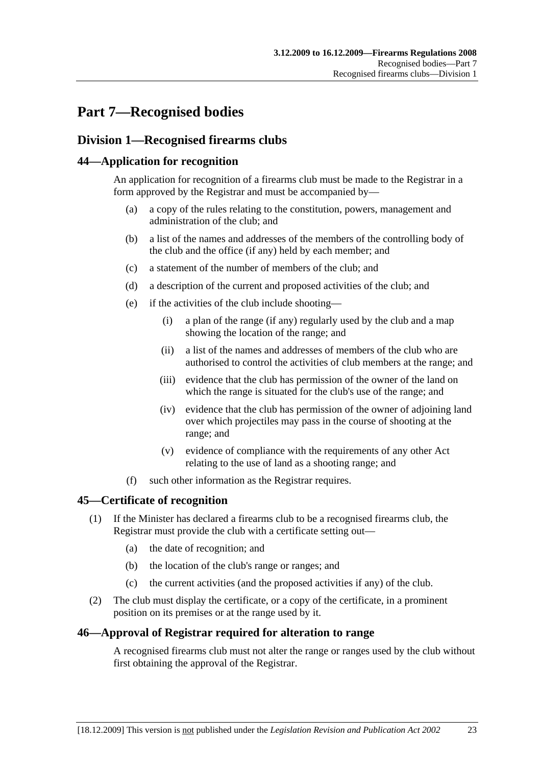# Part 7—Recognised bodies

## Division 1—Recognised firearms clubs

### 44—Application for recognition

An application for recognition of a firearms club must be made to the Registrar in a form approved by the Registrar and must be accompanied by—

- (a) a copy of the rules relating to the constitution, powers, management and administration of the club; and
- (b) a list of the names and addresses of the members of the controlling body of the club and the office (if any) held by each member; and
- (c) a statement of the number of members of the club; and
- (d) a description of the current and proposed activities of the club; and
- (e) if the activities of the club include shooting—
  - (i) a plan of the range (if any) regularly used by the club and a map showing the location of the range; and
  - (ii) a list of the names and addresses of members of the club who are authorised to control the activities of club members at the range; and
  - (iii) evidence that the club has permission of the owner of the land on which the range is situated for the club's use of the range; and
  - (iv) evidence that the club has permission of the owner of adjoining land over which projectiles may pass in the course of shooting at the range; and
  - (v) evidence of compliance with the requirements of any other Act relating to the use of land as a shooting range; and
- (f) such other information as the Registrar requires.

### 45—Certificate of recognition

(1) If the Minister has declared a firearms club to be a recognised firearms club, the Registrar must provide the club with a certificate setting out—

- (a) the date of recognition; and
- (b) the location of the club's range or ranges; and
- (c) the current activities (and the proposed activities if any) of the club.

(2) The club must display the certificate, or a copy of the certificate, in a prominent position on its premises or at the range used by it.

### 46—Approval of Registrar required for alteration to range

A recognised firearms club must not alter the range or ranges used by the club without first obtaining the approval of the Registrar.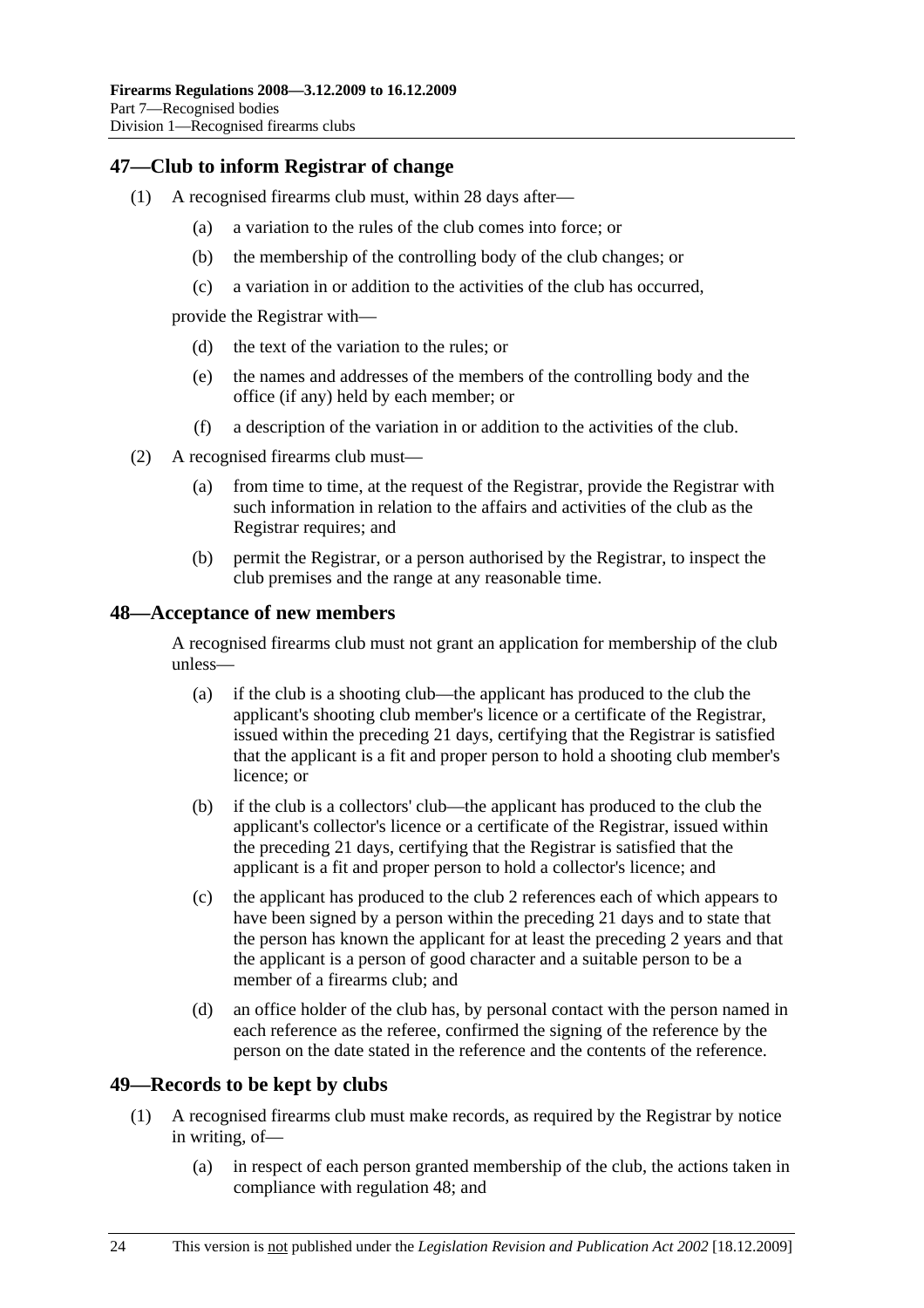## 47—Club to inform Registrar of change

(1) A recognised firearms club must, within 28 days after—

(a) a variation to the rules of the club comes into force; or

(b) the membership of the controlling body of the club changes; or

(c) a variation in or addition to the activities of the club has occurred,

provide the Registrar with—

(d) the text of the variation to the rules; or

(e) the names and addresses of the members of the controlling body and the office (if any) held by each member; or

(f) a description of the variation in or addition to the activities of the club.

(2) A recognised firearms club must—

(a) from time to time, at the request of the Registrar, provide the Registrar with such information in relation to the affairs and activities of the club as the Registrar requires; and

(b) permit the Registrar, or a person authorised by the Registrar, to inspect the club premises and the range at any reasonable time.

## 48—Acceptance of new members

A recognised firearms club must not grant an application for membership of the club unless—

(a) if the club is a shooting club—the applicant has produced to the club the applicant's shooting club member's licence or a certificate of the Registrar, issued within the preceding 21 days, certifying that the Registrar is satisfied that the applicant is a fit and proper person to hold a shooting club member's licence; or

(b) if the club is a collectors' club—the applicant has produced to the club the applicant's collector's licence or a certificate of the Registrar, issued within the preceding 21 days, certifying that the Registrar is satisfied that the applicant is a fit and proper person to hold a collector's licence; and

(c) the applicant has produced to the club 2 references each of which appears to have been signed by a person within the preceding 21 days and to state that the person has known the applicant for at least the preceding 2 years and that the applicant is a person of good character and a suitable person to be a member of a firearms club; and

(d) an office holder of the club has, by personal contact with the person named in each reference as the referee, confirmed the signing of the reference by the person on the date stated in the reference and the contents of the reference.

## 49—Records to be kept by clubs

(1) A recognised firearms club must make records, as required by the Registrar by notice in writing, of—

(a) in respect of each person granted membership of the club, the actions taken in compliance with regulation 48; and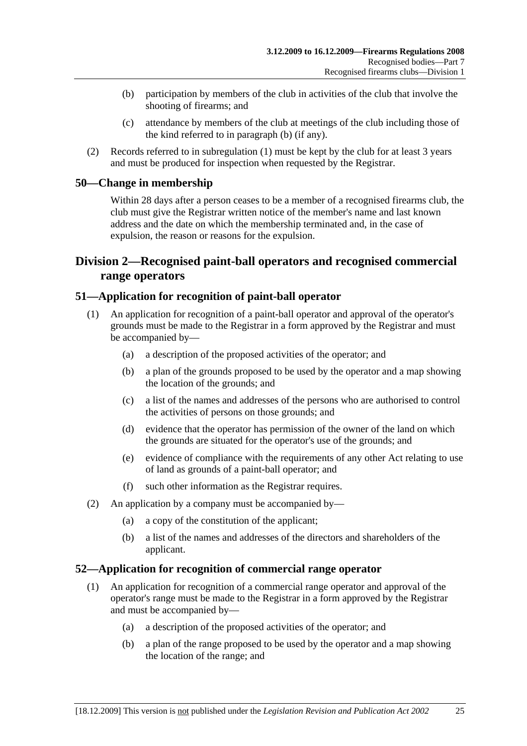(b) participation by members of the club in activities of the club that involve the shooting of firearms; and

(c) attendance by members of the club at meetings of the club including those of the kind referred to in paragraph (b) (if any).

(2) Records referred to in subregulation (1) must be kept by the club for at least 3 years and must be produced for inspection when requested by the Registrar.

### 50—Change in membership

Within 28 days after a person ceases to be a member of a recognised firearms club, the club must give the Registrar written notice of the member's name and last known address and the date on which the membership terminated and, in the case of expulsion, the reason or reasons for the expulsion.

## Division 2—Recognised paint-ball operators and recognised commercial range operators

### 51—Application for recognition of paint-ball operator

(1) An application for recognition of a paint-ball operator and approval of the operator's grounds must be made to the Registrar in a form approved by the Registrar and must be accompanied by—

(a) a description of the proposed activities of the operator; and

(b) a plan of the grounds proposed to be used by the operator and a map showing the location of the grounds; and

(c) a list of the names and addresses of the persons who are authorised to control the activities of persons on those grounds; and

(d) evidence that the operator has permission of the owner of the land on which the grounds are situated for the operator's use of the grounds; and

(e) evidence of compliance with the requirements of any other Act relating to use of land as grounds of a paint-ball operator; and

(f) such other information as the Registrar requires.

(2) An application by a company must be accompanied by—

(a) a copy of the constitution of the applicant;

(b) a list of the names and addresses of the directors and shareholders of the applicant.

### 52—Application for recognition of commercial range operator

(1) An application for recognition of a commercial range operator and approval of the operator's range must be made to the Registrar in a form approved by the Registrar and must be accompanied by—

(a) a description of the proposed activities of the operator; and

(b) a plan of the range proposed to be used by the operator and a map showing the location of the range; and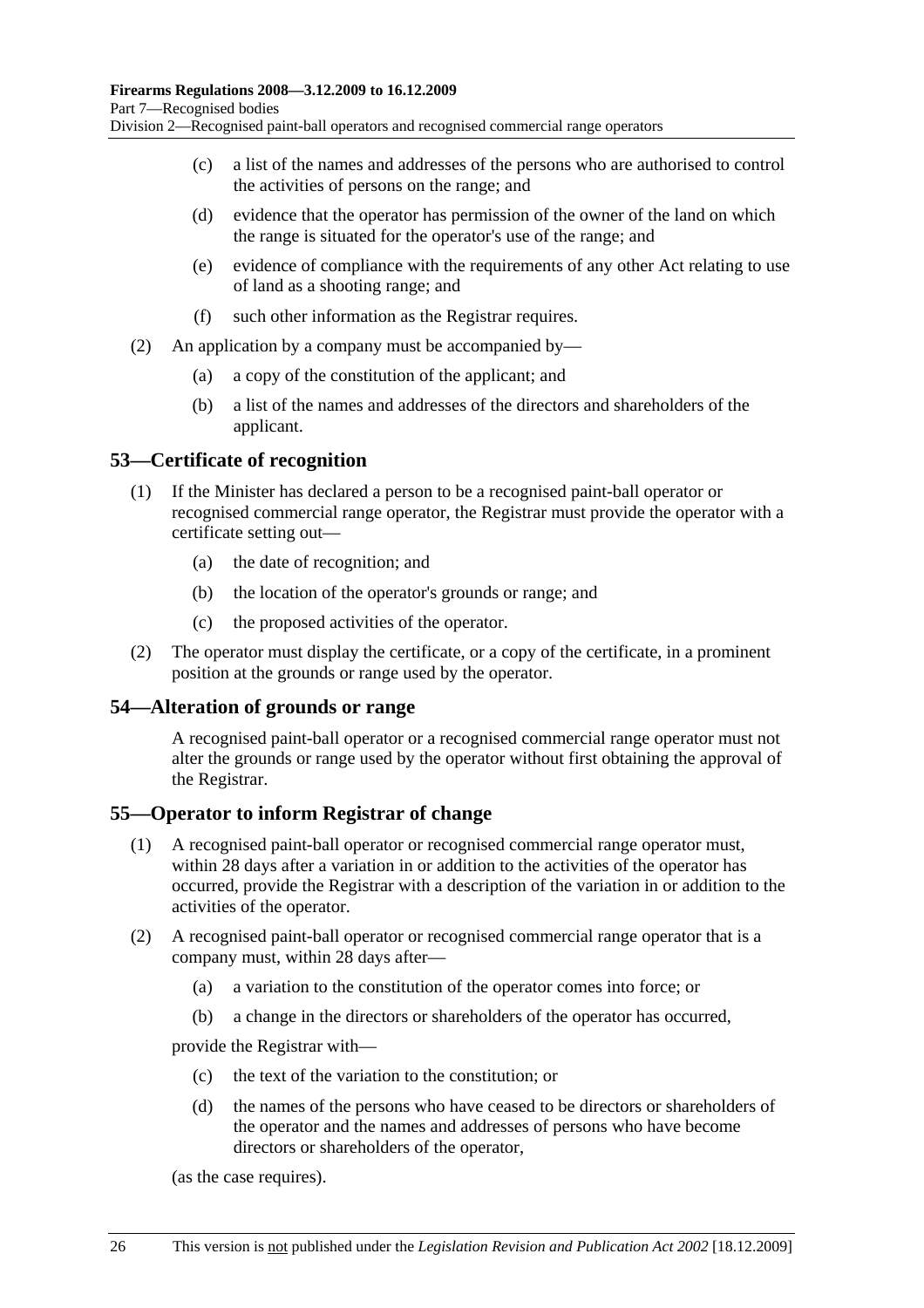(c) a list of the names and addresses of the persons who are authorised to control the activities of persons on the range; and

(d) evidence that the operator has permission of the owner of the land on which the range is situated for the operator's use of the range; and

(e) evidence of compliance with the requirements of any other Act relating to use of land as a shooting range; and

(f) such other information as the Registrar requires.

(2) An application by a company must be accompanied by—

(a) a copy of the constitution of the applicant; and

(b) a list of the names and addresses of the directors and shareholders of the applicant.

## 53—Certificate of recognition

(1) If the Minister has declared a person to be a recognised paint-ball operator or recognised commercial range operator, the Registrar must provide the operator with a certificate setting out—

(a) the date of recognition; and

(b) the location of the operator's grounds or range; and

(c) the proposed activities of the operator.

(2) The operator must display the certificate, or a copy of the certificate, in a prominent position at the grounds or range used by the operator.

## 54—Alteration of grounds or range

A recognised paint-ball operator or a recognised commercial range operator must not alter the grounds or range used by the operator without first obtaining the approval of the Registrar.

## 55—Operator to inform Registrar of change

(1) A recognised paint-ball operator or recognised commercial range operator must, within 28 days after a variation in or addition to the activities of the operator has occurred, provide the Registrar with a description of the variation in or addition to the activities of the operator.

(2) A recognised paint-ball operator or recognised commercial range operator that is a company must, within 28 days after—

(a) a variation to the constitution of the operator comes into force; or

(b) a change in the directors or shareholders of the operator has occurred,

provide the Registrar with—

(c) the text of the variation to the constitution; or

(d) the names of the persons who have ceased to be directors or shareholders of the operator and the names and addresses of persons who have become directors or shareholders of the operator,

(as the case requires).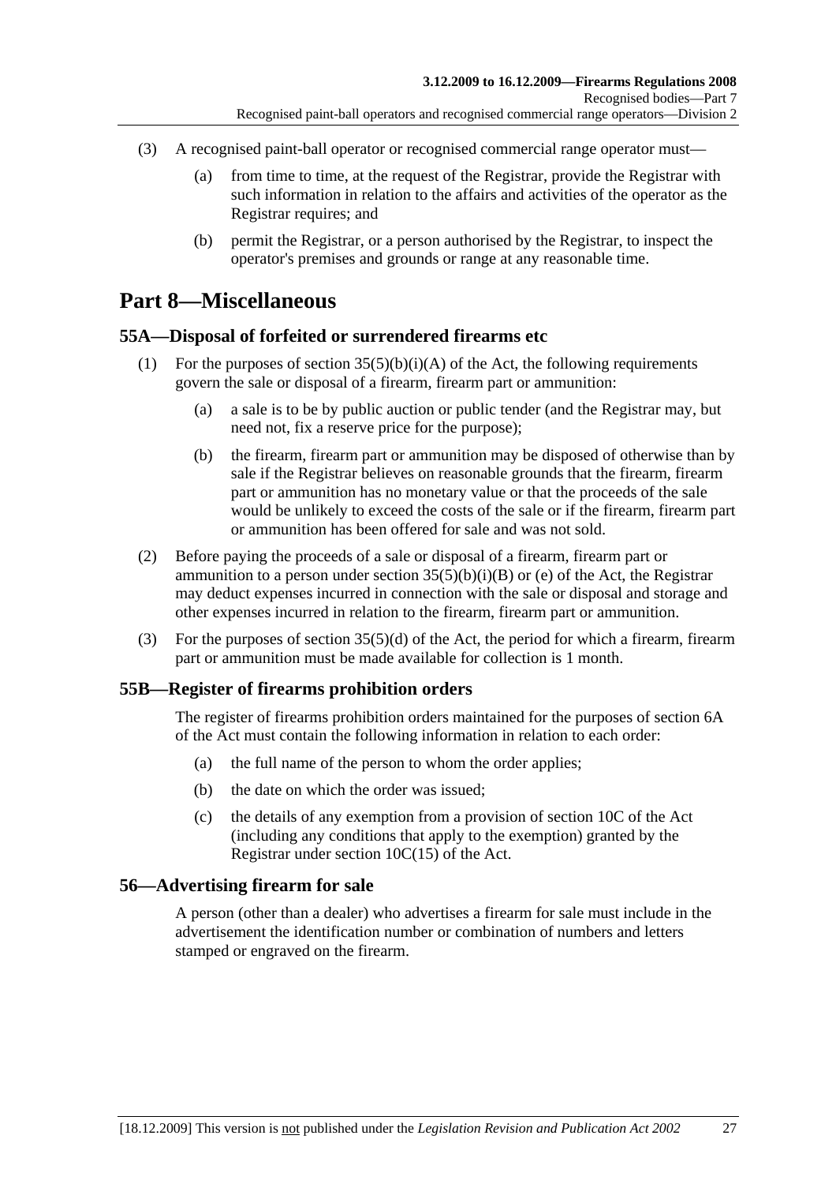(3) A recognised paint-ball operator or recognised commercial range operator must—

(a) from time to time, at the request of the Registrar, provide the Registrar with such information in relation to the affairs and activities of the operator as the Registrar requires; and

(b) permit the Registrar, or a person authorised by the Registrar, to inspect the operator's premises and grounds or range at any reasonable time.

# Part 8—Miscellaneous

## 55A—Disposal of forfeited or surrendered firearms etc

(1) For the purposes of section 35(5)(b)(i)(A) of the Act, the following requirements govern the sale or disposal of a firearm, firearm part or ammunition:

(a) a sale is to be by public auction or public tender (and the Registrar may, but need not, fix a reserve price for the purpose);

(b) the firearm, firearm part or ammunition may be disposed of otherwise than by sale if the Registrar believes on reasonable grounds that the firearm, firearm part or ammunition has no monetary value or that the proceeds of the sale would be unlikely to exceed the costs of the sale or if the firearm, firearm part or ammunition has been offered for sale and was not sold.

(2) Before paying the proceeds of a sale or disposal of a firearm, firearm part or ammunition to a person under section 35(5)(b)(i)(B) or (e) of the Act, the Registrar may deduct expenses incurred in connection with the sale or disposal and storage and other expenses incurred in relation to the firearm, firearm part or ammunition.

(3) For the purposes of section 35(5)(d) of the Act, the period for which a firearm, firearm part or ammunition must be made available for collection is 1 month.

## 55B—Register of firearms prohibition orders

The register of firearms prohibition orders maintained for the purposes of section 6A of the Act must contain the following information in relation to each order:

(a) the full name of the person to whom the order applies;

(b) the date on which the order was issued;

(c) the details of any exemption from a provision of section 10C of the Act (including any conditions that apply to the exemption) granted by the Registrar under section 10C(15) of the Act.

## 56—Advertising firearm for sale

A person (other than a dealer) who advertises a firearm for sale must include in the advertisement the identification number or combination of numbers and letters stamped or engraved on the firearm.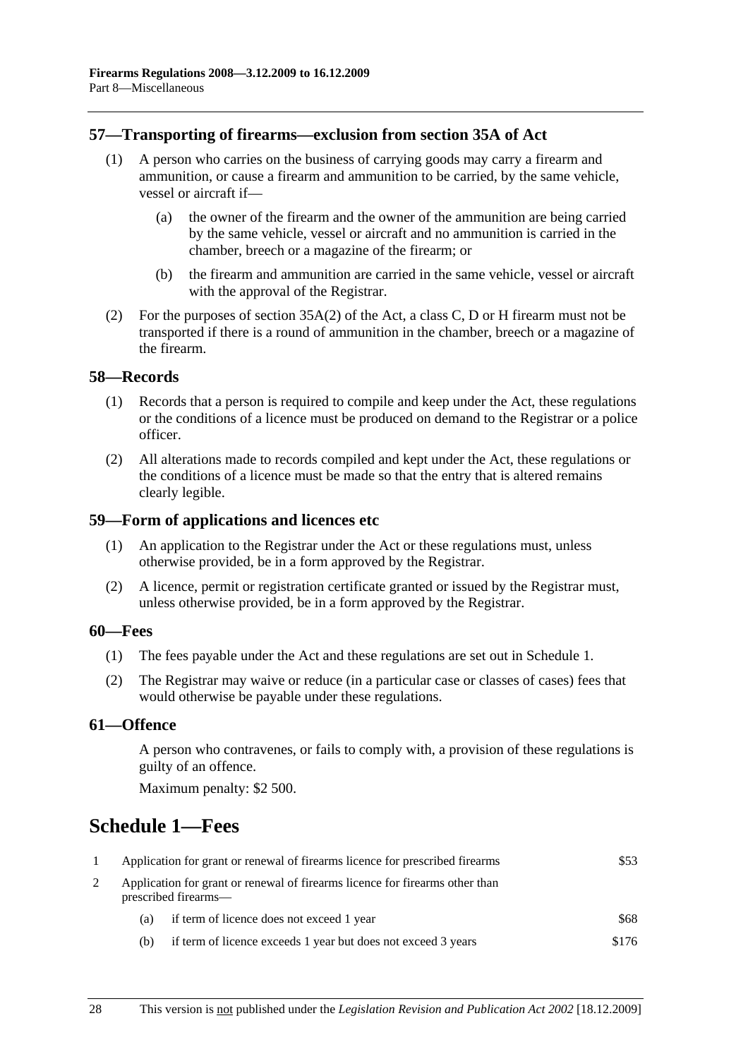## 57—Transporting of firearms—exclusion from section 35A of Act

(1) A person who carries on the business of carrying goods may carry a firearm and ammunition, or cause a firearm and ammunition to be carried, by the same vehicle, vessel or aircraft if—

(a) the owner of the firearm and the owner of the ammunition are being carried by the same vehicle, vessel or aircraft and no ammunition is carried in the chamber, breech or a magazine of the firearm; or

(b) the firearm and ammunition are carried in the same vehicle, vessel or aircraft with the approval of the Registrar.

(2) For the purposes of section 35A(2) of the Act, a class C, D or H firearm must not be transported if there is a round of ammunition in the chamber, breech or a magazine of the firearm.

## 58—Records

(1) Records that a person is required to compile and keep under the Act, these regulations or the conditions of a licence must be produced on demand to the Registrar or a police officer.

(2) All alterations made to records compiled and kept under the Act, these regulations or the conditions of a licence must be made so that the entry that is altered remains clearly legible.

## 59—Form of applications and licences etc

(1) An application to the Registrar under the Act or these regulations must, unless otherwise provided, be in a form approved by the Registrar.

(2) A licence, permit or registration certificate granted or issued by the Registrar must, unless otherwise provided, be in a form approved by the Registrar.

## 60—Fees

(1) The fees payable under the Act and these regulations are set out in Schedule 1.

(2) The Registrar may waive or reduce (in a particular case or classes of cases) fees that would otherwise be payable under these regulations.

## 61—Offence

A person who contravenes, or fails to comply with, a provision of these regulations is guilty of an offence.

Maximum penalty: $2 500.

# Schedule 1—Fees

| | | |
|---|---|---|
| 1 | Application for grant or renewal of firearms licence for prescribed firearms | $53 |
| 2 | Application for grant or renewal of firearms licence for firearms other than prescribed firearms— | |
| | (a) if term of licence does not exceed 1 year | $68 |
| | (b) if term of licence exceeds 1 year but does not exceed 3 years | $176 |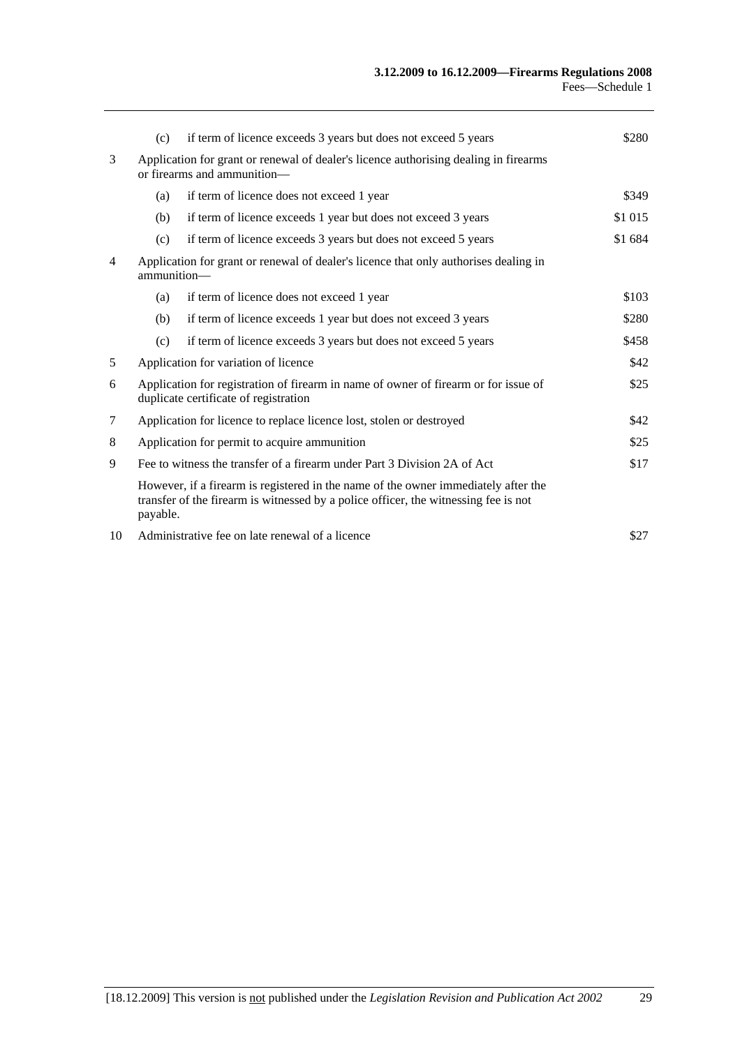| | | | |
|---|---|---|---|
| | (c) | if term of licence exceeds 3 years but does not exceed 5 years | $280 |
| 3 | Application for grant or renewal of dealer's licence authorising dealing in firearms or firearms and ammunition— | | |
| | (a) | if term of licence does not exceed 1 year | $349 |
| | (b) | if term of licence exceeds 1 year but does not exceed 3 years | $1 015 |
| | (c) | if term of licence exceeds 3 years but does not exceed 5 years | $1 684 |
| 4 | Application for grant or renewal of dealer's licence that only authorises dealing in ammunition— | | |
| | (a) | if term of licence does not exceed 1 year | $103 |
| | (b) | if term of licence exceeds 1 year but does not exceed 3 years | $280 |
| | (c) | if term of licence exceeds 3 years but does not exceed 5 years | $458 |
| 5 | Application for variation of licence | | $42 |
| 6 | Application for registration of firearm in name of owner of firearm or for issue of duplicate certificate of registration | | $25 |
| 7 | Application for licence to replace licence lost, stolen or destroyed | | $42 |
| 8 | Application for permit to acquire ammunition | | $25 |
| 9 | Fee to witness the transfer of a firearm under Part 3 Division 2A of Act | | $17 |
| | However, if a firearm is registered in the name of the owner immediately after the transfer of the firearm is witnessed by a police officer, the witnessing fee is not payable. | | |
| 10 | Administrative fee on late renewal of a licence | | $27 |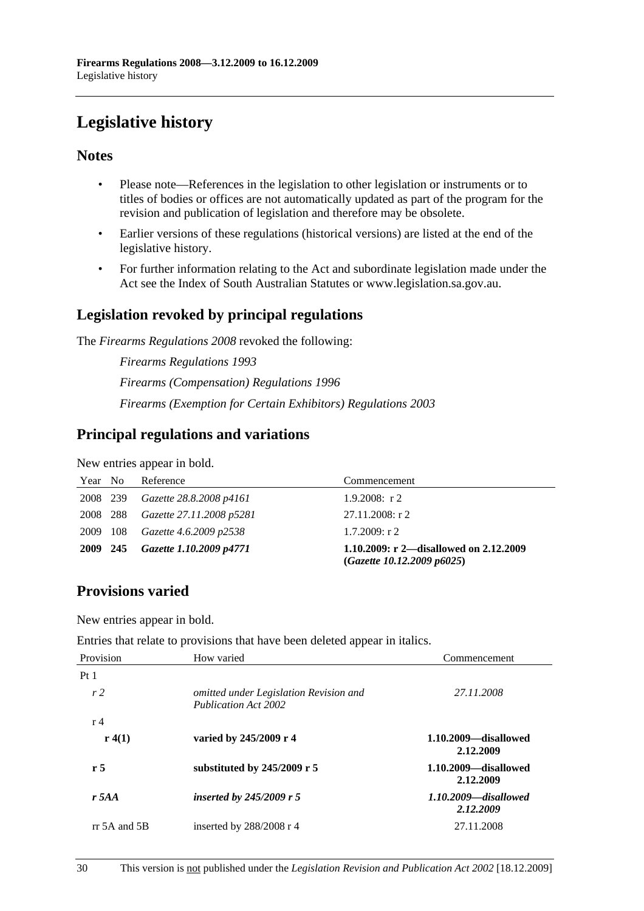# Legislative history

## Notes

- Please note—References in the legislation to other legislation or instruments or to titles of bodies or offices are not automatically updated as part of the program for the revision and publication of legislation and therefore may be obsolete.
- Earlier versions of these regulations (historical versions) are listed at the end of the legislative history.
- For further information relating to the Act and subordinate legislation made under the Act see the Index of South Australian Statutes or www.legislation.sa.gov.au.

## Legislation revoked by principal regulations

The *Firearms Regulations 2008* revoked the following:

*Firearms Regulations 1993*

*Firearms (Compensation) Regulations 1996*

*Firearms (Exemption for Certain Exhibitors) Regulations 2003*

## Principal regulations and variations

New entries appear in bold.

| Year | No | Reference | Commencement |
|---|---|---|---|
| 2008 | 239 | *Gazette 28.8.2008 p4161* | 1.9.2008: r 2 |
| 2008 | 288 | *Gazette 27.11.2008 p5281* | 27.11.2008: r 2 |
| 2009 | 108 | *Gazette 4.6.2009 p2538* | 1.7.2009: r 2 |
| **2009** | **245** | ***Gazette 1.10.2009 p4771*** | **1.10.2009: r 2—disallowed on 2.12.2009 (*Gazette 10.12.2009 p6025*)** |

## Provisions varied

New entries appear in bold.

Entries that relate to provisions that have been deleted appear in italics.

| Provision | How varied | Commencement |
|---|---|---|
| Pt 1 | | |
| *r 2* | *omitted under Legislation Revision and Publication Act 2002* | *27.11.2008* |
| r 4 | | |
| **r 4(1)** | **varied by 245/2009 r 4** | **1.10.2009—disallowed 2.12.2009** |
| **r 5** | **substituted by 245/2009 r 5** | **1.10.2009—disallowed 2.12.2009** |
| ***r 5AA*** | ***inserted by 245/2009 r 5*** | ***1.10.2009—disallowed 2.12.2009*** |
| rr 5A and 5B | inserted by 288/2008 r 4 | 27.11.2008 |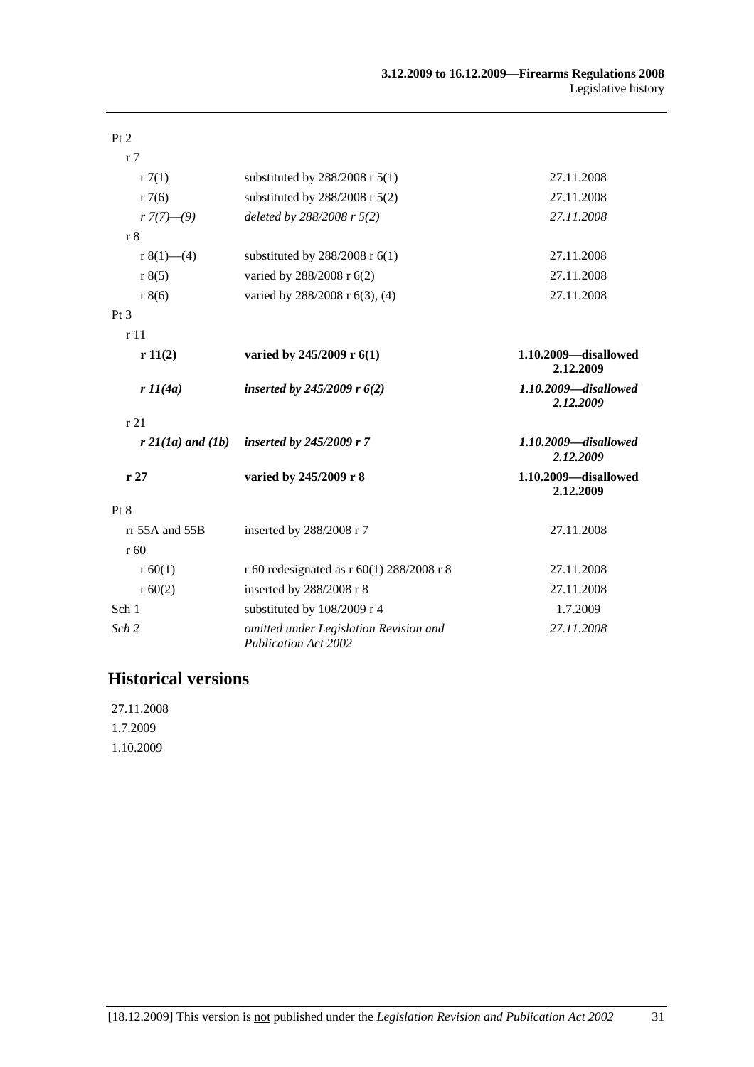| | | |
|---|---|---|
| Pt 2 | | |
| r 7 | | |
| r 7(1) | substituted by 288/2008 r 5(1) | 27.11.2008 |
| r 7(6) | substituted by 288/2008 r 5(2) | 27.11.2008 |
| *r 7(7)—(9)* | *deleted by 288/2008 r 5(2)* | *27.11.2008* |
| r 8 | | |
| r 8(1)—(4) | substituted by 288/2008 r 6(1) | 27.11.2008 |
| r 8(5) | varied by 288/2008 r 6(2) | 27.11.2008 |
| r 8(6) | varied by 288/2008 r 6(3), (4) | 27.11.2008 |
| Pt 3 | | |
| r 11 | | |
| **r 11(2)** | **varied by 245/2009 r 6(1)** | **1.10.2009—disallowed 2.12.2009** |
| ***r 11(4a)*** | ***inserted by 245/2009 r 6(2)*** | ***1.10.2009—disallowed 2.12.2009*** |
| r 21 | | |
| ***r 21(1a) and (1b)*** | ***inserted by 245/2009 r 7*** | ***1.10.2009—disallowed 2.12.2009*** |
| **r 27** | **varied by 245/2009 r 8** | **1.10.2009—disallowed 2.12.2009** |
| Pt 8 | | |
| rr 55A and 55B | inserted by 288/2008 r 7 | 27.11.2008 |
| r 60 | | |
| r 60(1) | r 60 redesignated as r 60(1) 288/2008 r 8 | 27.11.2008 |
| r 60(2) | inserted by 288/2008 r 8 | 27.11.2008 |
| Sch 1 | substituted by 108/2009 r 4 | 1.7.2009 |
| *Sch 2* | *omitted under Legislation Revision and Publication Act 2002* | *27.11.2008* |

## Historical versions

27.11.2008

1.7.2009

1.10.2009

[18.12.2009] This version is not published under the *Legislation Revision and Publication Act 2002*